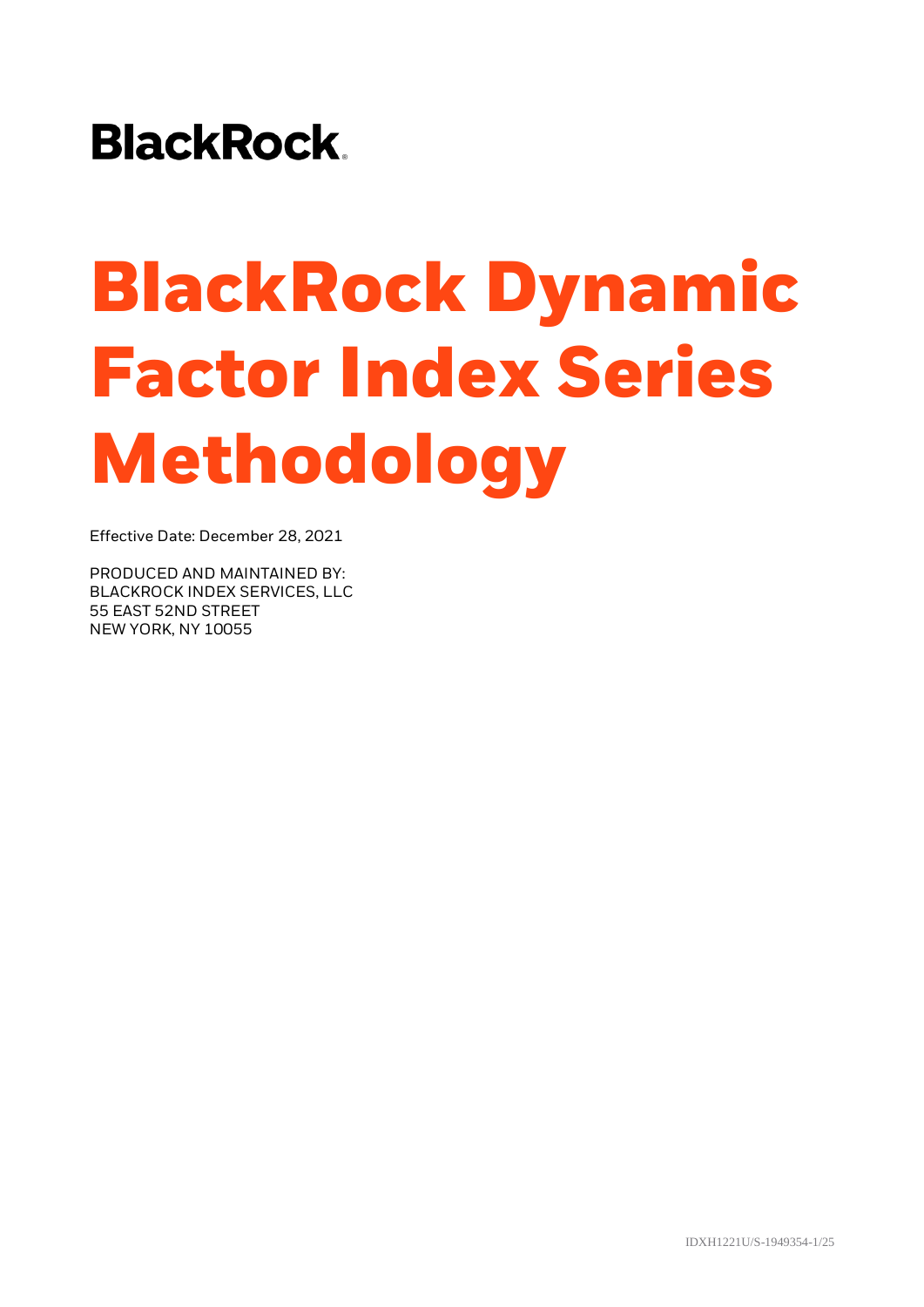BlackRock

# BlackRock Dynamic Factor Index Series Methodology

Effective Date: December 28, 2021

PRODUCED AND MAINTAINED BY:
BLACKROCK INDEX SERVICES, LLC
55 EAST 52ND STREET
NEW YORK, NY 10055

IDXH1221U/S-1949354-1/25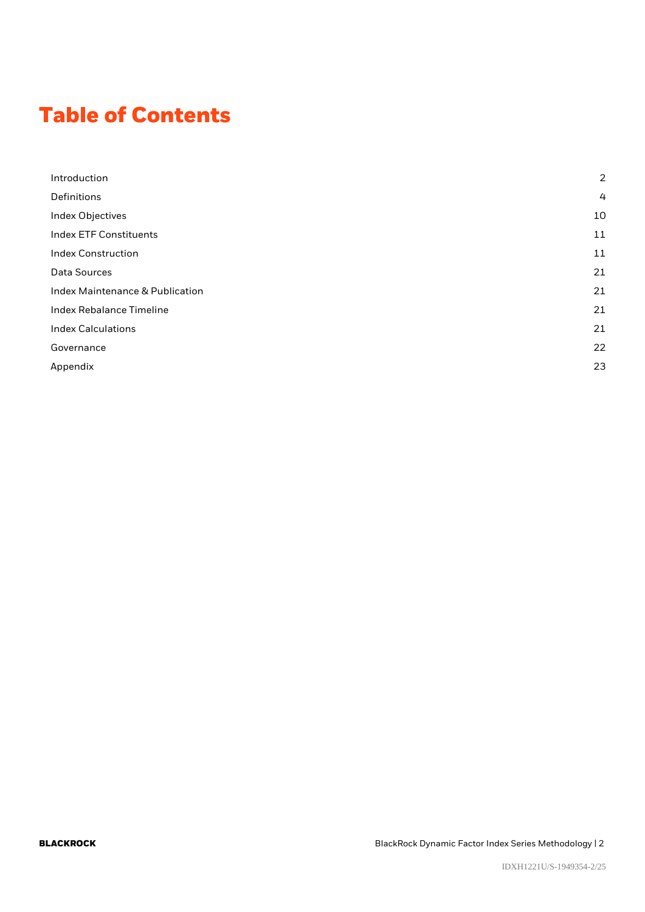# Table of Contents

| | |
|---|---|
| Introduction | 2 |
| Definitions | 4 |
| Index Objectives | 10 |
| Index ETF Constituents | 11 |
| Index Construction | 11 |
| Data Sources | 21 |
| Index Maintenance & Publication | 21 |
| Index Rebalance Timeline | 21 |
| Index Calculations | 21 |
| Governance | 22 |
| Appendix | 23 |

IDXH1221U/S-1949354-2/25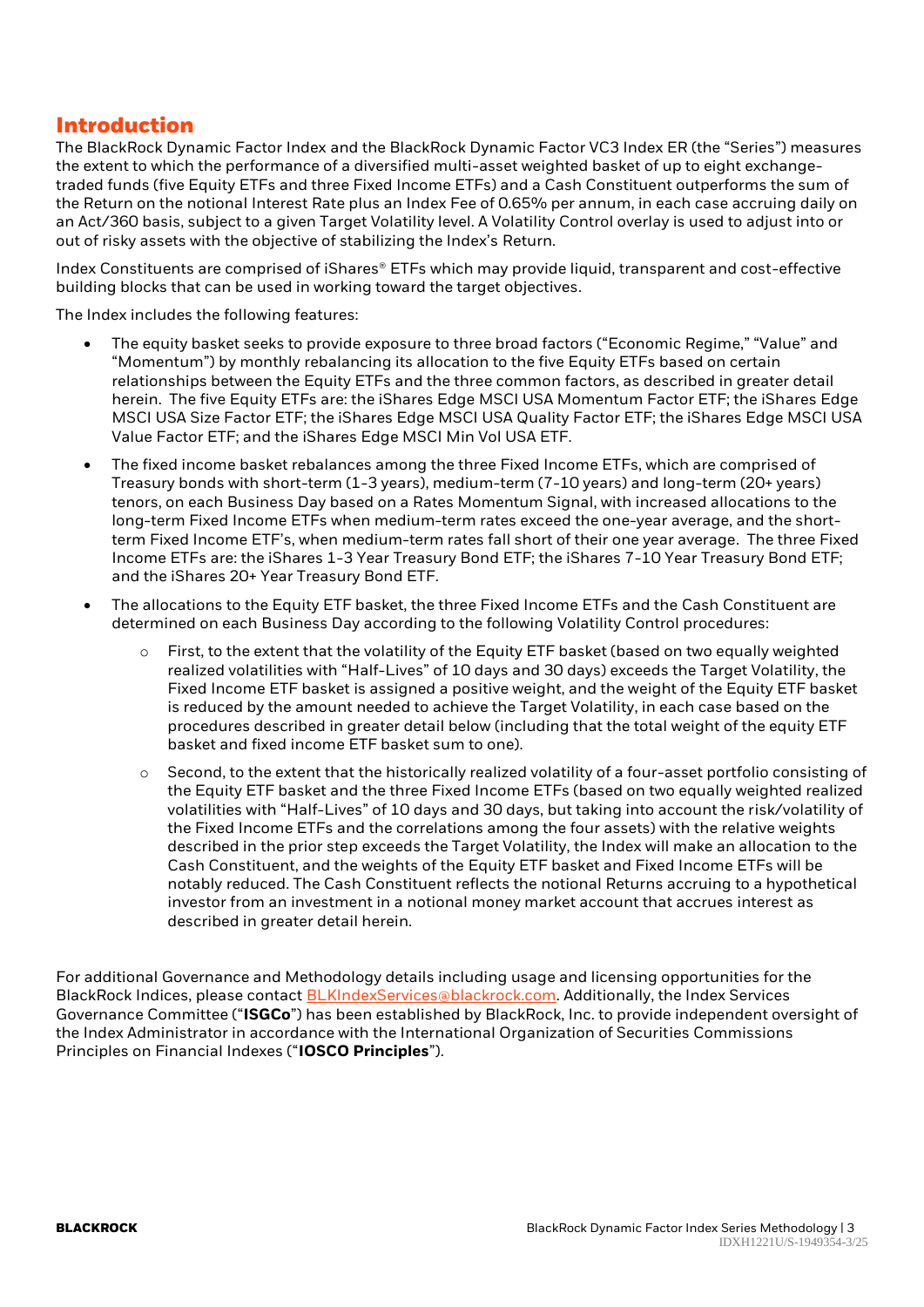# Introduction

The BlackRock Dynamic Factor Index and the BlackRock Dynamic Factor VC3 Index ER (the "Series") measures the extent to which the performance of a diversified multi-asset weighted basket of up to eight exchange-traded funds (five Equity ETFs and three Fixed Income ETFs) and a Cash Constituent outperforms the sum of the Return on the notional Interest Rate plus an Index Fee of 0.65% per annum, in each case accruing daily on an Act/360 basis, subject to a given Target Volatility level. A Volatility Control overlay is used to adjust into or out of risky assets with the objective of stabilizing the Index's Return.

Index Constituents are comprised of iShares® ETFs which may provide liquid, transparent and cost-effective building blocks that can be used in working toward the target objectives.

The Index includes the following features:

- The equity basket seeks to provide exposure to three broad factors ("Economic Regime," "Value" and "Momentum") by monthly rebalancing its allocation to the five Equity ETFs based on certain relationships between the Equity ETFs and the three common factors, as described in greater detail herein. The five Equity ETFs are: the iShares Edge MSCI USA Momentum Factor ETF; the iShares Edge MSCI USA Size Factor ETF; the iShares Edge MSCI USA Quality Factor ETF; the iShares Edge MSCI USA Value Factor ETF; and the iShares Edge MSCI Min Vol USA ETF.
- The fixed income basket rebalances among the three Fixed Income ETFs, which are comprised of Treasury bonds with short-term (1-3 years), medium-term (7-10 years) and long-term (20+ years) tenors, on each Business Day based on a Rates Momentum Signal, with increased allocations to the long-term Fixed Income ETFs when medium-term rates exceed the one-year average, and the short-term Fixed Income ETF's, when medium-term rates fall short of their one year average. The three Fixed Income ETFs are: the iShares 1-3 Year Treasury Bond ETF; the iShares 7-10 Year Treasury Bond ETF; and the iShares 20+ Year Treasury Bond ETF.
- The allocations to the Equity ETF basket, the three Fixed Income ETFs and the Cash Constituent are determined on each Business Day according to the following Volatility Control procedures:
    - First, to the extent that the volatility of the Equity ETF basket (based on two equally weighted realized volatilities with "Half-Lives" of 10 days and 30 days) exceeds the Target Volatility, the Fixed Income ETF basket is assigned a positive weight, and the weight of the Equity ETF basket is reduced by the amount needed to achieve the Target Volatility, in each case based on the procedures described in greater detail below (including that the total weight of the equity ETF basket and fixed income ETF basket sum to one).
    - Second, to the extent that the historically realized volatility of a four-asset portfolio consisting of the Equity ETF basket and the three Fixed Income ETFs (based on two equally weighted realized volatilities with "Half-Lives" of 10 days and 30 days, but taking into account the risk/volatility of the Fixed Income ETFs and the correlations among the four assets) with the relative weights described in the prior step exceeds the Target Volatility, the Index will make an allocation to the Cash Constituent, and the weights of the Equity ETF basket and Fixed Income ETFs will be notably reduced. The Cash Constituent reflects the notional Returns accruing to a hypothetical investor from an investment in a notional money market account that accrues interest as described in greater detail herein.

For additional Governance and Methodology details including usage and licensing opportunities for the BlackRock Indices, please contact BLKIndexServices@blackrock.com. Additionally, the Index Services Governance Committee ("**ISGCo**") has been established by BlackRock, Inc. to provide independent oversight of the Index Administrator in accordance with the International Organization of Securities Commissions Principles on Financial Indexes ("**IOSCO Principles**").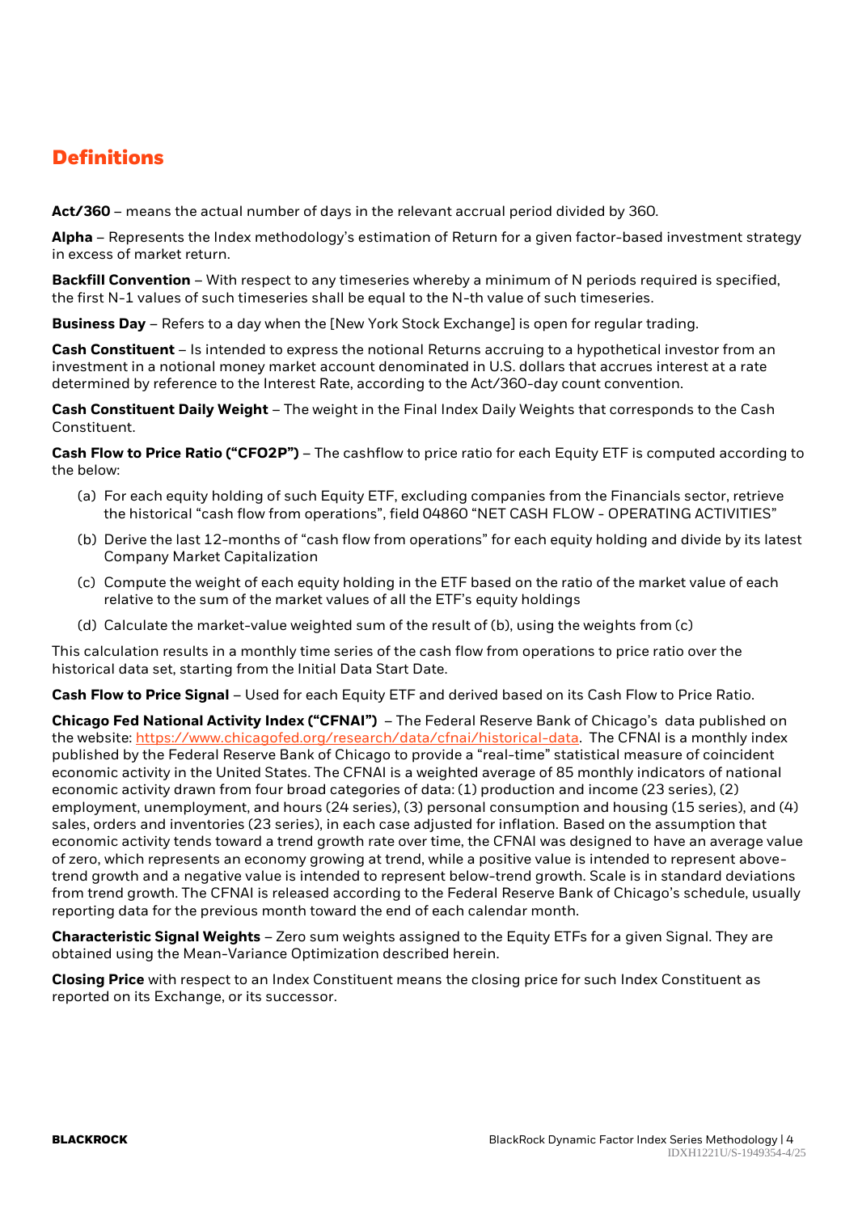# Definitions

**Act/360** – means the actual number of days in the relevant accrual period divided by 360.

**Alpha** – Represents the Index methodology's estimation of Return for a given factor-based investment strategy in excess of market return.

**Backfill Convention** – With respect to any timeseries whereby a minimum of N periods required is specified, the first N-1 values of such timeseries shall be equal to the N-th value of such timeseries.

**Business Day** – Refers to a day when the [New York Stock Exchange] is open for regular trading.

**Cash Constituent** – Is intended to express the notional Returns accruing to a hypothetical investor from an investment in a notional money market account denominated in U.S. dollars that accrues interest at a rate determined by reference to the Interest Rate, according to the Act/360-day count convention.

**Cash Constituent Daily Weight** – The weight in the Final Index Daily Weights that corresponds to the Cash Constituent.

**Cash Flow to Price Ratio ("CFO2P")** – The cashflow to price ratio for each Equity ETF is computed according to the below:

(a) For each equity holding of such Equity ETF, excluding companies from the Financials sector, retrieve the historical "cash flow from operations", field 04860 "NET CASH FLOW - OPERATING ACTIVITIES"

(b) Derive the last 12-months of "cash flow from operations" for each equity holding and divide by its latest Company Market Capitalization

(c) Compute the weight of each equity holding in the ETF based on the ratio of the market value of each relative to the sum of the market values of all the ETF's equity holdings

(d) Calculate the market-value weighted sum of the result of (b), using the weights from (c)

This calculation results in a monthly time series of the cash flow from operations to price ratio over the historical data set, starting from the Initial Data Start Date.

**Cash Flow to Price Signal** – Used for each Equity ETF and derived based on its Cash Flow to Price Ratio.

**Chicago Fed National Activity Index ("CFNAI")** – The Federal Reserve Bank of Chicago's data published on the website: https://www.chicagofed.org/research/data/cfnai/historical-data. The CFNAI is a monthly index published by the Federal Reserve Bank of Chicago to provide a "real-time" statistical measure of coincident economic activity in the United States. The CFNAI is a weighted average of 85 monthly indicators of national economic activity drawn from four broad categories of data: (1) production and income (23 series), (2) employment, unemployment, and hours (24 series), (3) personal consumption and housing (15 series), and (4) sales, orders and inventories (23 series), in each case adjusted for inflation. Based on the assumption that economic activity tends toward a trend growth rate over time, the CFNAI was designed to have an average value of zero, which represents an economy growing at trend, while a positive value is intended to represent above-trend growth and a negative value is intended to represent below-trend growth. Scale is in standard deviations from trend growth. The CFNAI is released according to the Federal Reserve Bank of Chicago's schedule, usually reporting data for the previous month toward the end of each calendar month.

**Characteristic Signal Weights** – Zero sum weights assigned to the Equity ETFs for a given Signal. They are obtained using the Mean-Variance Optimization described herein.

**Closing Price** with respect to an Index Constituent means the closing price for such Index Constituent as reported on its Exchange, or its successor.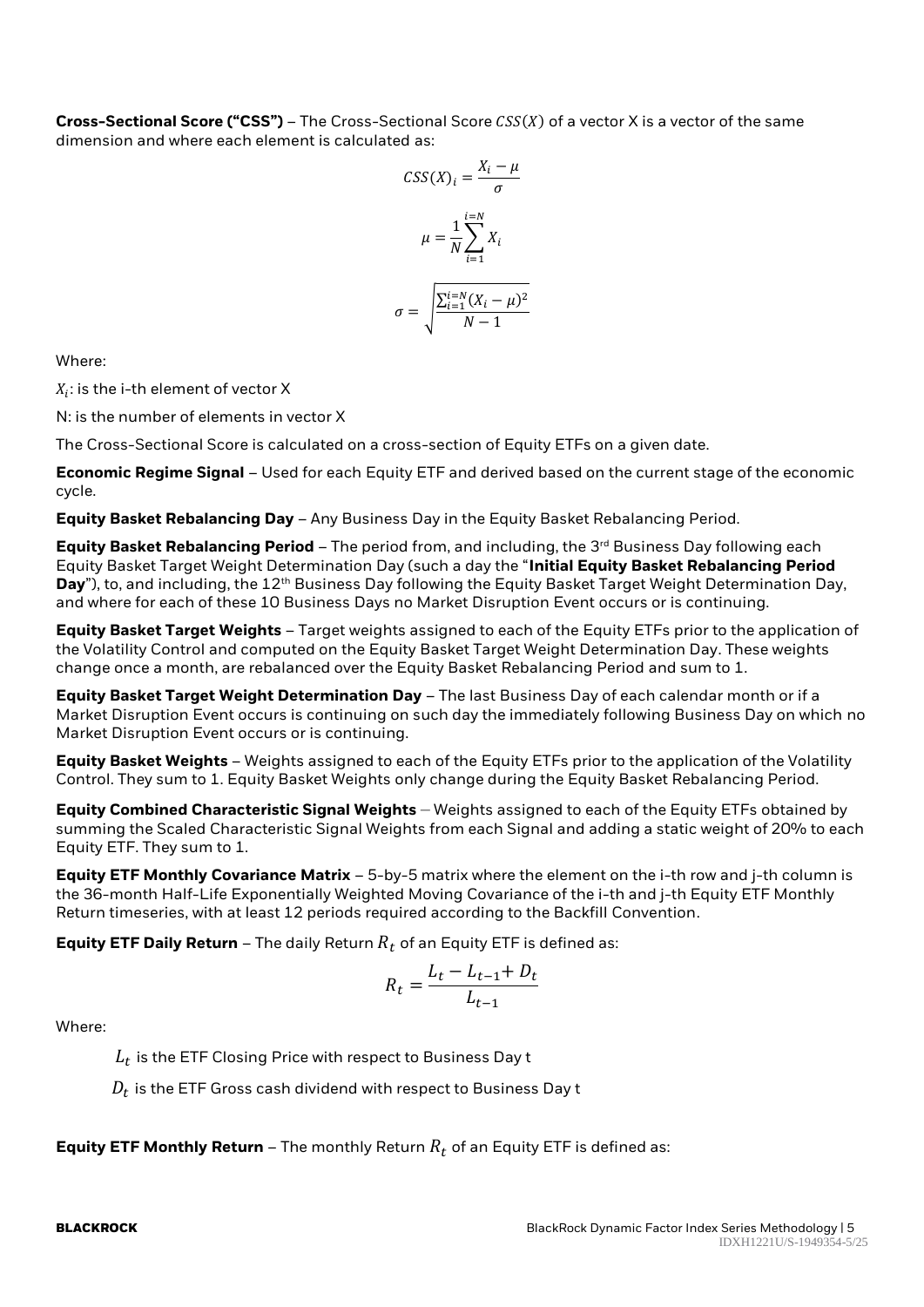**Cross-Sectional Score ("CSS")** – The Cross-Sectional Score $CSS(X)$ of a vector X is a vector of the same dimension and where each element is calculated as:

$$CSS(X)_i = \frac{X_i - \mu}{\sigma}$$

$$\mu = \frac{1}{N}\sum_{i=1}^{i=N} X_i$$

$$\sigma = \sqrt{\frac{\sum_{i=1}^{i=N}(X_i - \mu)^2}{N-1}}$$

Where:

$X_i$: is the i-th element of vector X

N: is the number of elements in vector X

The Cross-Sectional Score is calculated on a cross-section of Equity ETFs on a given date.

**Economic Regime Signal** – Used for each Equity ETF and derived based on the current stage of the economic cycle.

**Equity Basket Rebalancing Day** – Any Business Day in the Equity Basket Rebalancing Period.

**Equity Basket Rebalancing Period** – The period from, and including, the 3rd Business Day following each Equity Basket Target Weight Determination Day (such a day the "**Initial Equity Basket Rebalancing Period Day**"), to, and including, the 12th Business Day following the Equity Basket Target Weight Determination Day, and where for each of these 10 Business Days no Market Disruption Event occurs or is continuing.

**Equity Basket Target Weights** – Target weights assigned to each of the Equity ETFs prior to the application of the Volatility Control and computed on the Equity Basket Target Weight Determination Day. These weights change once a month, are rebalanced over the Equity Basket Rebalancing Period and sum to 1.

**Equity Basket Target Weight Determination Day** – The last Business Day of each calendar month or if a Market Disruption Event occurs is continuing on such day the immediately following Business Day on which no Market Disruption Event occurs or is continuing.

**Equity Basket Weights** – Weights assigned to each of the Equity ETFs prior to the application of the Volatility Control. They sum to 1. Equity Basket Weights only change during the Equity Basket Rebalancing Period.

**Equity Combined Characteristic Signal Weights** – Weights assigned to each of the Equity ETFs obtained by summing the Scaled Characteristic Signal Weights from each Signal and adding a static weight of 20% to each Equity ETF. They sum to 1.

**Equity ETF Monthly Covariance Matrix** – 5-by-5 matrix where the element on the i-th row and j-th column is the 36-month Half-Life Exponentially Weighted Moving Covariance of the i-th and j-th Equity ETF Monthly Return timeseries, with at least 12 periods required according to the Backfill Convention.

**Equity ETF Daily Return** – The daily Return $R_t$ of an Equity ETF is defined as:

$$R_t = \frac{L_t - L_{t-1} + D_t}{L_{t-1}}$$

Where:

$L_t$ is the ETF Closing Price with respect to Business Day t

$D_t$ is the ETF Gross cash dividend with respect to Business Day t

**Equity ETF Monthly Return** – The monthly Return $R_t$ of an Equity ETF is defined as: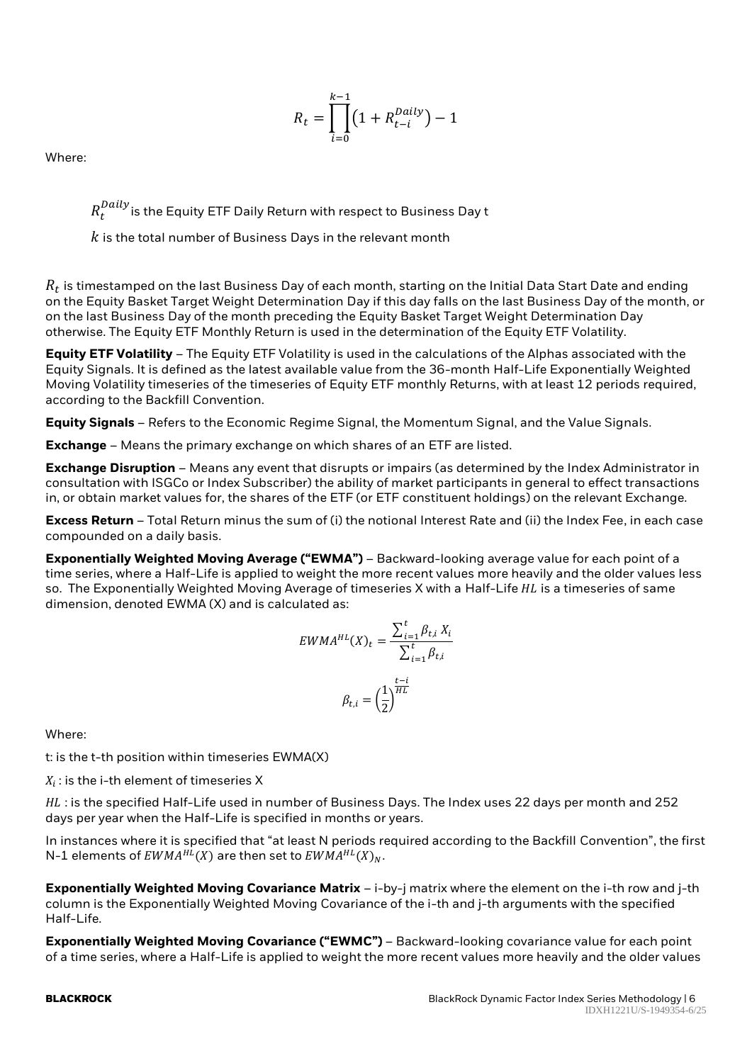$$R_t = \prod_{i=0}^{k-1}\left(1 + R_{t-i}^{Daily}\right) - 1$$

Where:

$R_t^{Daily}$ is the Equity ETF Daily Return with respect to Business Day t

$k$ is the total number of Business Days in the relevant month

$R_t$ is timestamped on the last Business Day of each month, starting on the Initial Data Start Date and ending on the Equity Basket Target Weight Determination Day if this day falls on the last Business Day of the month, or on the last Business Day of the month preceding the Equity Basket Target Weight Determination Day otherwise. The Equity ETF Monthly Return is used in the determination of the Equity ETF Volatility.

**Equity ETF Volatility** – The Equity ETF Volatility is used in the calculations of the Alphas associated with the Equity Signals. It is defined as the latest available value from the 36-month Half-Life Exponentially Weighted Moving Volatility timeseries of the timeseries of Equity ETF monthly Returns, with at least 12 periods required, according to the Backfill Convention.

**Equity Signals** – Refers to the Economic Regime Signal, the Momentum Signal, and the Value Signals.

**Exchange** – Means the primary exchange on which shares of an ETF are listed.

**Exchange Disruption** – Means any event that disrupts or impairs (as determined by the Index Administrator in consultation with ISGCo or Index Subscriber) the ability of market participants in general to effect transactions in, or obtain market values for, the shares of the ETF (or ETF constituent holdings) on the relevant Exchange.

**Excess Return** – Total Return minus the sum of (i) the notional Interest Rate and (ii) the Index Fee, in each case compounded on a daily basis.

**Exponentially Weighted Moving Average ("EWMA")** – Backward-looking average value for each point of a time series, where a Half-Life is applied to weight the more recent values more heavily and the older values less so. The Exponentially Weighted Moving Average of timeseries X with a Half-Life $HL$ is a timeseries of same dimension, denoted EWMA (X) and is calculated as:

$$EWMA^{HL}(X)_t = \frac{\sum_{i=1}^{t} \beta_{t,i}\, X_i}{\sum_{i=1}^{t} \beta_{t,i}}$$

$$\beta_{t,i} = \left(\frac{1}{2}\right)^{\frac{t-i}{HL}}$$

Where:

t: is the t-th position within timeseries EWMA(X)

$X_i$ : is the i-th element of timeseries X

$HL$ : is the specified Half-Life used in number of Business Days. The Index uses 22 days per month and 252 days per year when the Half-Life is specified in months or years.

In instances where it is specified that "at least N periods required according to the Backfill Convention", the first N-1 elements of $EWMA^{HL}(X)$ are then set to $EWMA^{HL}(X)_N$.

**Exponentially Weighted Moving Covariance Matrix** – i-by-j matrix where the element on the i-th row and j-th column is the Exponentially Weighted Moving Covariance of the i-th and j-th arguments with the specified Half-Life.

**Exponentially Weighted Moving Covariance ("EWMC")** – Backward-looking covariance value for each point of a time series, where a Half-Life is applied to weight the more recent values more heavily and the older values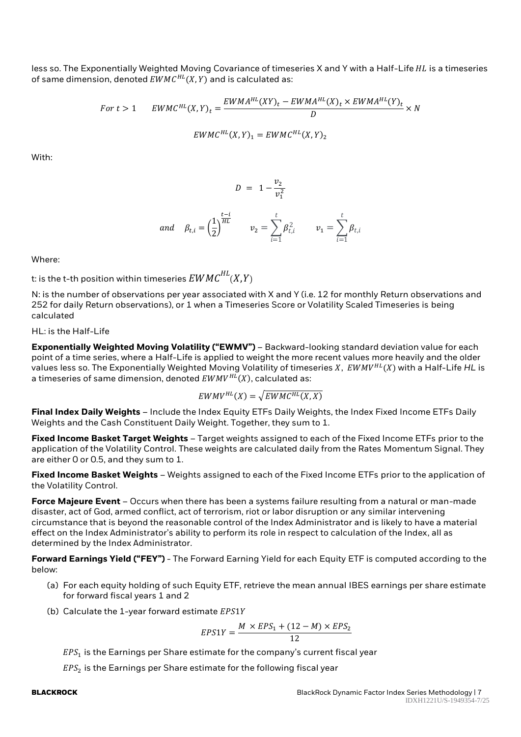less so. The Exponentially Weighted Moving Covariance of timeseries X and Y with a Half-Life $HL$ is a timeseries of same dimension, denoted $EWMC^{HL}(X, Y)$ and is calculated as:

$$For\ t > 1 \qquad EWMC^{HL}(X,Y)_t = \frac{EWMA^{HL}(XY)_t - EWMA^{HL}(X)_t \times EWMA^{HL}(Y)_t}{D} \times N$$

$$EWMC^{HL}(X,Y)_1 = EWMC^{HL}(X,Y)_2$$

With:

$$D = 1 - \frac{v_2}{v_1^2}$$

$$and \quad \beta_{t,i} = \left(\frac{1}{2}\right)^{\frac{t-i}{HL}} \qquad v_2 = \sum_{i=1}^{t} \beta_{t,i}^2 \qquad v_1 = \sum_{i=1}^{t} \beta_{t,i}$$

Where:

t: is the t-th position within timeseries $EWMC^{HL}(X,Y)$

N: is the number of observations per year associated with X and Y (i.e. 12 for monthly Return observations and 252 for daily Return observations), or 1 when a Timeseries Score or Volatility Scaled Timeseries is being calculated

HL: is the Half-Life

**Exponentially Weighted Moving Volatility ("EWMV")** – Backward-looking standard deviation value for each point of a time series, where a Half-Life is applied to weight the more recent values more heavily and the older values less so. The Exponentially Weighted Moving Volatility of timeseries $X$, $EWMV^{HL}(X)$ with a Half-Life *HL* is a timeseries of same dimension, denoted $EWMV^{HL}(X)$, calculated as:

$$EWMV^{HL}(X) = \sqrt{EWMC^{HL}(X,X)}$$

**Final Index Daily Weights** – Include the Index Equity ETFs Daily Weights, the Index Fixed Income ETFs Daily Weights and the Cash Constituent Daily Weight. Together, they sum to 1.

**Fixed Income Basket Target Weights** – Target weights assigned to each of the Fixed Income ETFs prior to the application of the Volatility Control. These weights are calculated daily from the Rates Momentum Signal. They are either 0 or 0.5, and they sum to 1.

**Fixed Income Basket Weights** – Weights assigned to each of the Fixed Income ETFs prior to the application of the Volatility Control.

**Force Majeure Event** – Occurs when there has been a systems failure resulting from a natural or man-made disaster, act of God, armed conflict, act of terrorism, riot or labor disruption or any similar intervening circumstance that is beyond the reasonable control of the Index Administrator and is likely to have a material effect on the Index Administrator's ability to perform its role in respect to calculation of the Index, all as determined by the Index Administrator.

**Forward Earnings Yield ("FEY")** - The Forward Earning Yield for each Equity ETF is computed according to the below:

(a) For each equity holding of such Equity ETF, retrieve the mean annual IBES earnings per share estimate for forward fiscal years 1 and 2

(b) Calculate the 1-year forward estimate $EPS1Y$

$$EPS1Y = \frac{M \times EPS_1 + (12 - M) \times EPS_2}{12}$$

$EPS_1$ is the Earnings per Share estimate for the company's current fiscal year

$EPS_2$ is the Earnings per Share estimate for the following fiscal year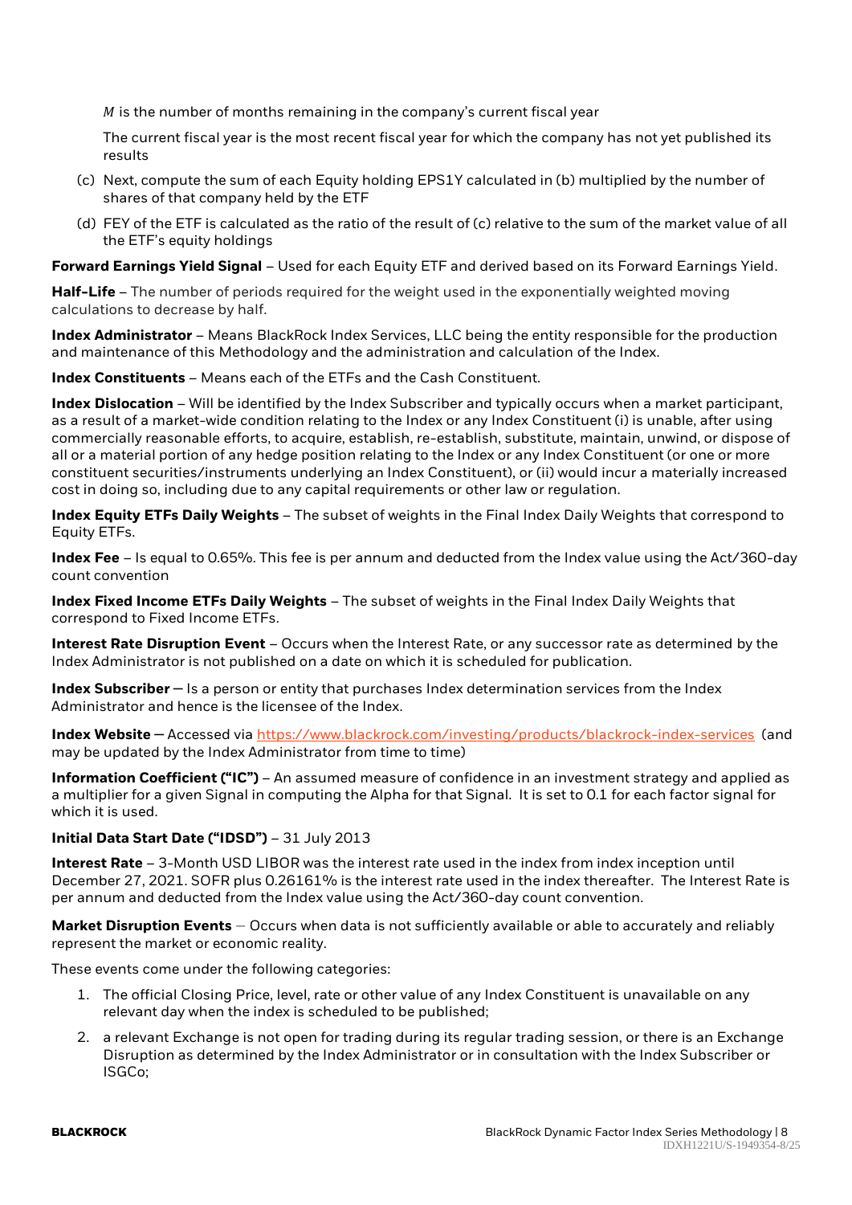$M$ is the number of months remaining in the company's current fiscal year

The current fiscal year is the most recent fiscal year for which the company has not yet published its results

(c) Next, compute the sum of each Equity holding EPS1Y calculated in (b) multiplied by the number of shares of that company held by the ETF

(d) FEY of the ETF is calculated as the ratio of the result of (c) relative to the sum of the market value of all the ETF's equity holdings

**Forward Earnings Yield Signal** – Used for each Equity ETF and derived based on its Forward Earnings Yield.

**Half-Life** – The number of periods required for the weight used in the exponentially weighted moving calculations to decrease by half.

**Index Administrator** – Means BlackRock Index Services, LLC being the entity responsible for the production and maintenance of this Methodology and the administration and calculation of the Index.

**Index Constituents** – Means each of the ETFs and the Cash Constituent.

**Index Dislocation** – Will be identified by the Index Subscriber and typically occurs when a market participant, as a result of a market-wide condition relating to the Index or any Index Constituent (i) is unable, after using commercially reasonable efforts, to acquire, establish, re-establish, substitute, maintain, unwind, or dispose of all or a material portion of any hedge position relating to the Index or any Index Constituent (or one or more constituent securities/instruments underlying an Index Constituent), or (ii) would incur a materially increased cost in doing so, including due to any capital requirements or other law or regulation.

**Index Equity ETFs Daily Weights** – The subset of weights in the Final Index Daily Weights that correspond to Equity ETFs.

**Index Fee** – Is equal to 0.65%. This fee is per annum and deducted from the Index value using the Act/360-day count convention

**Index Fixed Income ETFs Daily Weights** – The subset of weights in the Final Index Daily Weights that correspond to Fixed Income ETFs.

**Interest Rate Disruption Event** – Occurs when the Interest Rate, or any successor rate as determined by the Index Administrator is not published on a date on which it is scheduled for publication.

**Index Subscriber** – Is a person or entity that purchases Index determination services from the Index Administrator and hence is the licensee of the Index.

**Index Website** – Accessed via https://www.blackrock.com/investing/products/blackrock-index-services (and may be updated by the Index Administrator from time to time)

**Information Coefficient ("IC")** – An assumed measure of confidence in an investment strategy and applied as a multiplier for a given Signal in computing the Alpha for that Signal. It is set to 0.1 for each factor signal for which it is used.

**Initial Data Start Date ("IDSD")** – 31 July 2013

**Interest Rate** – 3-Month USD LIBOR was the interest rate used in the index from index inception until December 27, 2021. SOFR plus 0.26161% is the interest rate used in the index thereafter. The Interest Rate is per annum and deducted from the Index value using the Act/360-day count convention.

**Market Disruption Events** – Occurs when data is not sufficiently available or able to accurately and reliably represent the market or economic reality.

These events come under the following categories:

1. The official Closing Price, level, rate or other value of any Index Constituent is unavailable on any relevant day when the index is scheduled to be published;
2. a relevant Exchange is not open for trading during its regular trading session, or there is an Exchange Disruption as determined by the Index Administrator or in consultation with the Index Subscriber or ISGCo;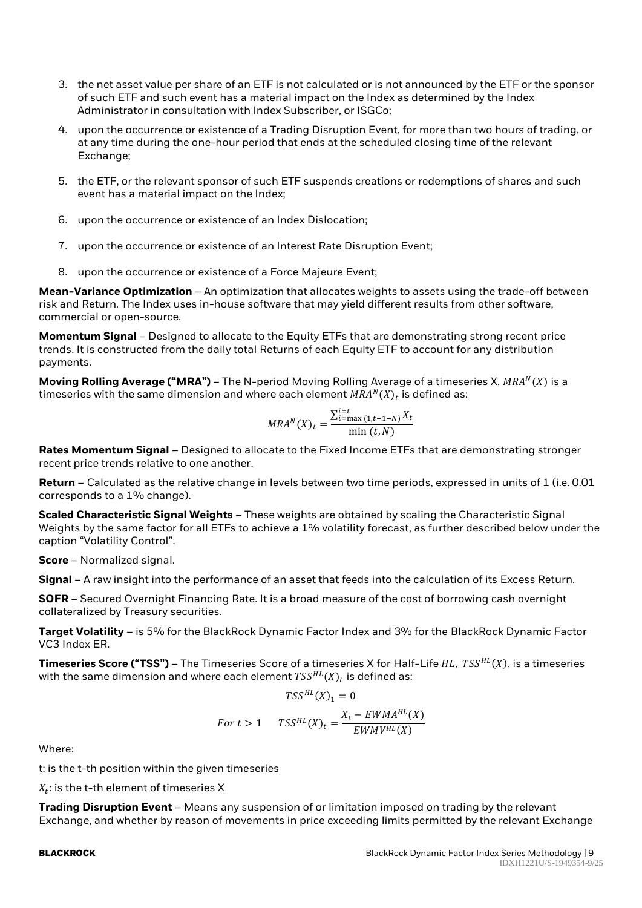3. the net asset value per share of an ETF is not calculated or is not announced by the ETF or the sponsor of such ETF and such event has a material impact on the Index as determined by the Index Administrator in consultation with Index Subscriber, or ISGCo;
4. upon the occurrence or existence of a Trading Disruption Event, for more than two hours of trading, or at any time during the one-hour period that ends at the scheduled closing time of the relevant Exchange;
5. the ETF, or the relevant sponsor of such ETF suspends creations or redemptions of shares and such event has a material impact on the Index;
6. upon the occurrence or existence of an Index Dislocation;
7. upon the occurrence or existence of an Interest Rate Disruption Event;
8. upon the occurrence or existence of a Force Majeure Event;

**Mean-Variance Optimization** – An optimization that allocates weights to assets using the trade-off between risk and Return. The Index uses in-house software that may yield different results from other software, commercial or open-source.

**Momentum Signal** – Designed to allocate to the Equity ETFs that are demonstrating strong recent price trends. It is constructed from the daily total Returns of each Equity ETF to account for any distribution payments.

**Moving Rolling Average ("MRA")** – The N-period Moving Rolling Average of a timeseries X, $MRA^N(X)$ is a timeseries with the same dimension and where each element $MRA^N(X)_t$ is defined as:

$$MRA^N(X)_t = \frac{\sum_{i=\max(1,t+1-N)}^{i=t} X_t}{\min(t, N)}$$

**Rates Momentum Signal** – Designed to allocate to the Fixed Income ETFs that are demonstrating stronger recent price trends relative to one another.

**Return** – Calculated as the relative change in levels between two time periods, expressed in units of 1 (i.e. 0.01 corresponds to a 1% change).

**Scaled Characteristic Signal Weights** – These weights are obtained by scaling the Characteristic Signal Weights by the same factor for all ETFs to achieve a 1% volatility forecast, as further described below under the caption "Volatility Control".

**Score** – Normalized signal.

**Signal** – A raw insight into the performance of an asset that feeds into the calculation of its Excess Return.

**SOFR** – Secured Overnight Financing Rate. It is a broad measure of the cost of borrowing cash overnight collateralized by Treasury securities.

**Target Volatility** – is 5% for the BlackRock Dynamic Factor Index and 3% for the BlackRock Dynamic Factor VC3 Index ER.

**Timeseries Score ("TSS")** – The Timeseries Score of a timeseries X for Half-Life $HL$, $TSS^{HL}(X)$, is a timeseries with the same dimension and where each element $TSS^{HL}(X)_t$ is defined as:

$$TSS^{HL}(X)_1 = 0$$

$$For\ t > 1 \quad TSS^{HL}(X)_t = \frac{X_t - EWMA^{HL}(X)}{EWMV^{HL}(X)}$$

Where:

t: is the t-th position within the given timeseries

$X_t$: is the t-th element of timeseries X

**Trading Disruption Event** – Means any suspension of or limitation imposed on trading by the relevant Exchange, and whether by reason of movements in price exceeding limits permitted by the relevant Exchange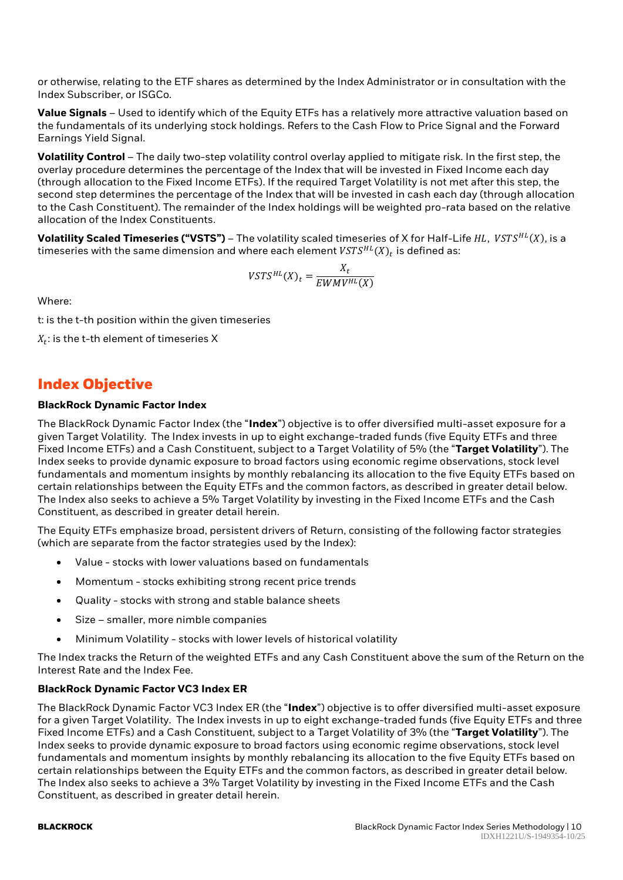or otherwise, relating to the ETF shares as determined by the Index Administrator or in consultation with the Index Subscriber, or ISGCo.

**Value Signals** – Used to identify which of the Equity ETFs has a relatively more attractive valuation based on the fundamentals of its underlying stock holdings. Refers to the Cash Flow to Price Signal and the Forward Earnings Yield Signal.

**Volatility Control** – The daily two-step volatility control overlay applied to mitigate risk. In the first step, the overlay procedure determines the percentage of the Index that will be invested in Fixed Income each day (through allocation to the Fixed Income ETFs). If the required Target Volatility is not met after this step, the second step determines the percentage of the Index that will be invested in cash each day (through allocation to the Cash Constituent). The remainder of the Index holdings will be weighted pro-rata based on the relative allocation of the Index Constituents.

**Volatility Scaled Timeseries ("VSTS")** – The volatility scaled timeseries of X for Half-Life $HL$, $VSTS^{HL}(X)$, is a timeseries with the same dimension and where each element $VSTS^{HL}(X)_t$ is defined as:

$$VSTS^{HL}(X)_t = \frac{X_t}{EWMV^{HL}(X)}$$

Where:

t: is the t-th position within the given timeseries

$X_t$: is the t-th element of timeseries X

## Index Objective

### BlackRock Dynamic Factor Index

The BlackRock Dynamic Factor Index (the "**Index**") objective is to offer diversified multi-asset exposure for a given Target Volatility. The Index invests in up to eight exchange-traded funds (five Equity ETFs and three Fixed Income ETFs) and a Cash Constituent, subject to a Target Volatility of 5% (the "**Target Volatility**"). The Index seeks to provide dynamic exposure to broad factors using economic regime observations, stock level fundamentals and momentum insights by monthly rebalancing its allocation to the five Equity ETFs based on certain relationships between the Equity ETFs and the common factors, as described in greater detail below. The Index also seeks to achieve a 5% Target Volatility by investing in the Fixed Income ETFs and the Cash Constituent, as described in greater detail herein.

The Equity ETFs emphasize broad, persistent drivers of Return, consisting of the following factor strategies (which are separate from the factor strategies used by the Index):

- Value - stocks with lower valuations based on fundamentals
- Momentum - stocks exhibiting strong recent price trends
- Quality - stocks with strong and stable balance sheets
- Size – smaller, more nimble companies
- Minimum Volatility - stocks with lower levels of historical volatility

The Index tracks the Return of the weighted ETFs and any Cash Constituent above the sum of the Return on the Interest Rate and the Index Fee.

### BlackRock Dynamic Factor VC3 Index ER

The BlackRock Dynamic Factor VC3 Index ER (the "**Index**") objective is to offer diversified multi-asset exposure for a given Target Volatility. The Index invests in up to eight exchange-traded funds (five Equity ETFs and three Fixed Income ETFs) and a Cash Constituent, subject to a Target Volatility of 3% (the "**Target Volatility**"). The Index seeks to provide dynamic exposure to broad factors using economic regime observations, stock level fundamentals and momentum insights by monthly rebalancing its allocation to the five Equity ETFs based on certain relationships between the Equity ETFs and the common factors, as described in greater detail below. The Index also seeks to achieve a 3% Target Volatility by investing in the Fixed Income ETFs and the Cash Constituent, as described in greater detail herein.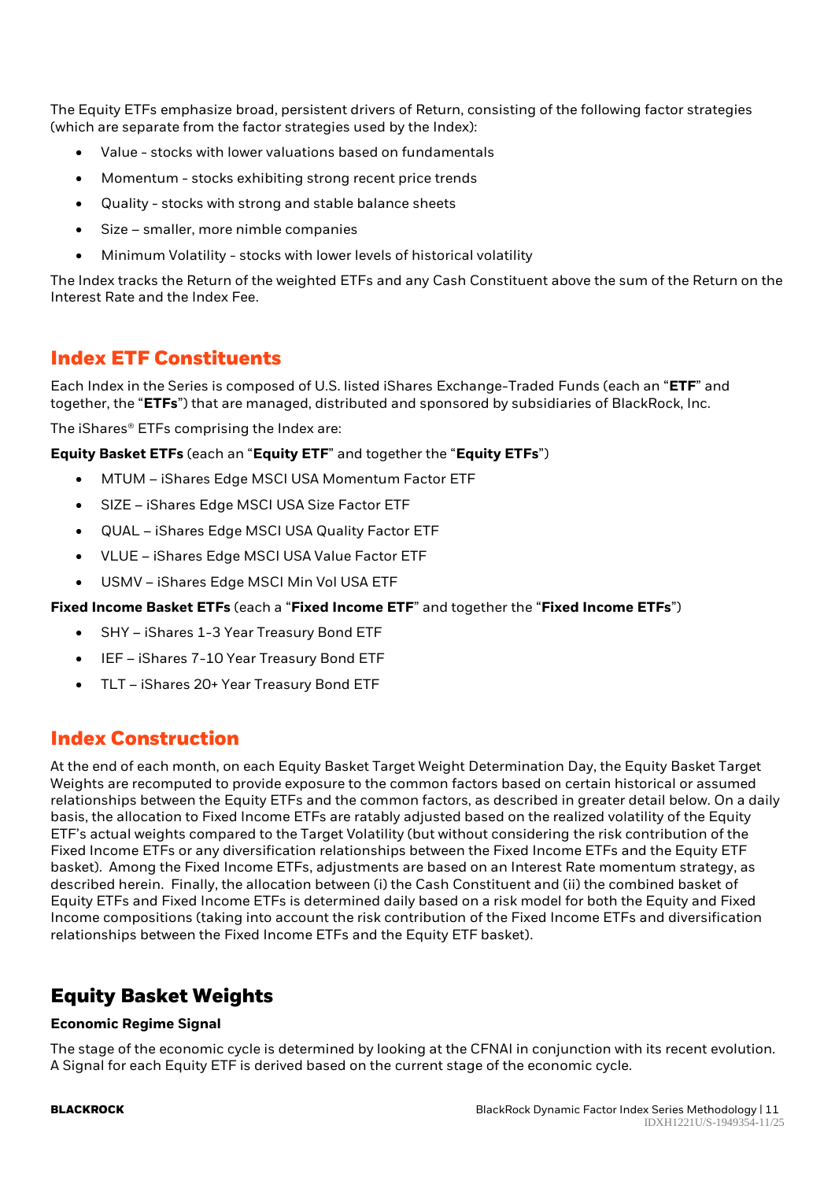The Equity ETFs emphasize broad, persistent drivers of Return, consisting of the following factor strategies (which are separate from the factor strategies used by the Index):

- Value - stocks with lower valuations based on fundamentals
- Momentum - stocks exhibiting strong recent price trends
- Quality - stocks with strong and stable balance sheets
- Size – smaller, more nimble companies
- Minimum Volatility - stocks with lower levels of historical volatility

The Index tracks the Return of the weighted ETFs and any Cash Constituent above the sum of the Return on the Interest Rate and the Index Fee.

## Index ETF Constituents

Each Index in the Series is composed of U.S. listed iShares Exchange-Traded Funds (each an "**ETF**" and together, the "**ETFs**") that are managed, distributed and sponsored by subsidiaries of BlackRock, Inc.

The iShares® ETFs comprising the Index are:

**Equity Basket ETFs** (each an "**Equity ETF**" and together the "**Equity ETFs**")

- MTUM – iShares Edge MSCI USA Momentum Factor ETF
- SIZE – iShares Edge MSCI USA Size Factor ETF
- QUAL – iShares Edge MSCI USA Quality Factor ETF
- VLUE – iShares Edge MSCI USA Value Factor ETF
- USMV – iShares Edge MSCI Min Vol USA ETF

**Fixed Income Basket ETFs** (each a "**Fixed Income ETF**" and together the "**Fixed Income ETFs**")

- SHY – iShares 1-3 Year Treasury Bond ETF
- IEF – iShares 7-10 Year Treasury Bond ETF
- TLT – iShares 20+ Year Treasury Bond ETF

## Index Construction

At the end of each month, on each Equity Basket Target Weight Determination Day, the Equity Basket Target Weights are recomputed to provide exposure to the common factors based on certain historical or assumed relationships between the Equity ETFs and the common factors, as described in greater detail below. On a daily basis, the allocation to Fixed Income ETFs are ratably adjusted based on the realized volatility of the Equity ETF's actual weights compared to the Target Volatility (but without considering the risk contribution of the Fixed Income ETFs or any diversification relationships between the Fixed Income ETFs and the Equity ETF basket). Among the Fixed Income ETFs, adjustments are based on an Interest Rate momentum strategy, as described herein. Finally, the allocation between (i) the Cash Constituent and (ii) the combined basket of Equity ETFs and Fixed Income ETFs is determined daily based on a risk model for both the Equity and Fixed Income compositions (taking into account the risk contribution of the Fixed Income ETFs and diversification relationships between the Fixed Income ETFs and the Equity ETF basket).

## Equity Basket Weights

### Economic Regime Signal

The stage of the economic cycle is determined by looking at the CFNAI in conjunction with its recent evolution. A Signal for each Equity ETF is derived based on the current stage of the economic cycle.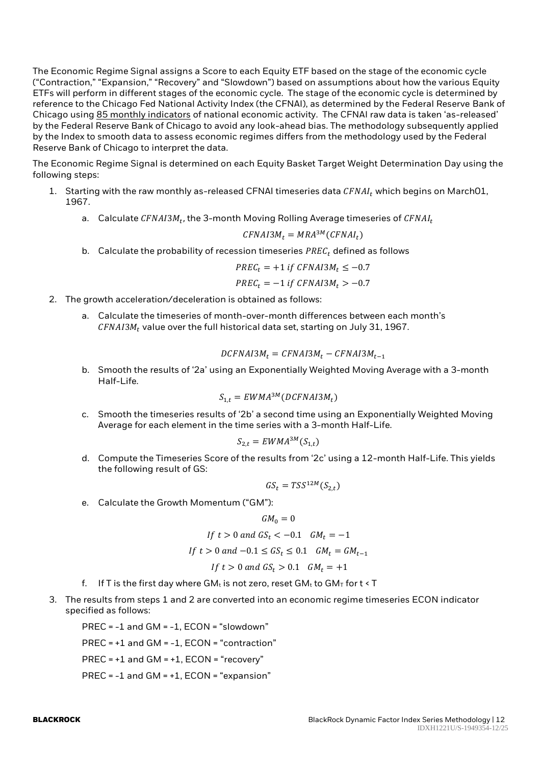The Economic Regime Signal assigns a Score to each Equity ETF based on the stage of the economic cycle ("Contraction," "Expansion," "Recovery" and "Slowdown") based on assumptions about how the various Equity ETFs will perform in different stages of the economic cycle. The stage of the economic cycle is determined by reference to the Chicago Fed National Activity Index (the CFNAI), as determined by the Federal Reserve Bank of Chicago using 85 monthly indicators of national economic activity. The CFNAI raw data is taken 'as-released' by the Federal Reserve Bank of Chicago to avoid any look-ahead bias. The methodology subsequently applied by the Index to smooth data to assess economic regimes differs from the methodology used by the Federal Reserve Bank of Chicago to interpret the data.

The Economic Regime Signal is determined on each Equity Basket Target Weight Determination Day using the following steps:

1. Starting with the raw monthly as-released CFNAI timeseries data $CFNAI_t$ which begins on March01, 1967.
   a. Calculate $CFNAI3M_t$, the 3-month Moving Rolling Average timeseries of $CFNAI_t$

   $$CFNAI3M_t = MRA^{3M}(CFNAI_t)$$

   b. Calculate the probability of recession timeseries $PREC_t$ defined as follows

   $$PREC_t = +1 \text{ } if \text{ } CFNAI3M_t \leq -0.7$$

   $$PREC_t = -1 \text{ } if \text{ } CFNAI3M_t > -0.7$$

2. The growth acceleration/deceleration is obtained as follows:
   a. Calculate the timeseries of month-over-month differences between each month's $CFNAI3M_t$ value over the full historical data set, starting on July 31, 1967.

   $$DCFNAI3M_t = CFNAI3M_t - CFNAI3M_{t-1}$$

   b. Smooth the results of '2a' using an Exponentially Weighted Moving Average with a 3-month Half-Life.

   $$S_{1,t} = EWMA^{3M}(DCFNAI3M_t)$$

   c. Smooth the timeseries results of '2b' a second time using an Exponentially Weighted Moving Average for each element in the time series with a 3-month Half-Life.

   $$S_{2,t} = EWMA^{3M}(S_{1,t})$$

   d. Compute the Timeseries Score of the results from '2c' using a 12-month Half-Life. This yields the following result of GS:

   $$GS_t = TSS^{12M}(S_{2,t})$$

   e. Calculate the Growth Momentum ("GM"):

   $$GM_0 = 0$$

   $$If \text{ } t > 0 \text{ } and \text{ } GS_t < -0.1 \quad GM_t = -1$$

   $$If \text{ } t > 0 \text{ } and \text{ } -0.1 \leq GS_t \leq 0.1 \quad GM_t = GM_{t-1}$$

   $$If \text{ } t > 0 \text{ } and \text{ } GS_t > 0.1 \quad GM_t = +1$$

   f. If T is the first day where $GM_t$ is not zero, reset $GM_t$ to $GM_T$ for t < T

3. The results from steps 1 and 2 are converted into an economic regime timeseries ECON indicator specified as follows:

   PREC = -1 and GM = -1, ECON = "slowdown"

   PREC = +1 and GM = -1, ECON = "contraction"

   PREC = +1 and GM = +1, ECON = "recovery"

   PREC = -1 and GM = +1, ECON = "expansion"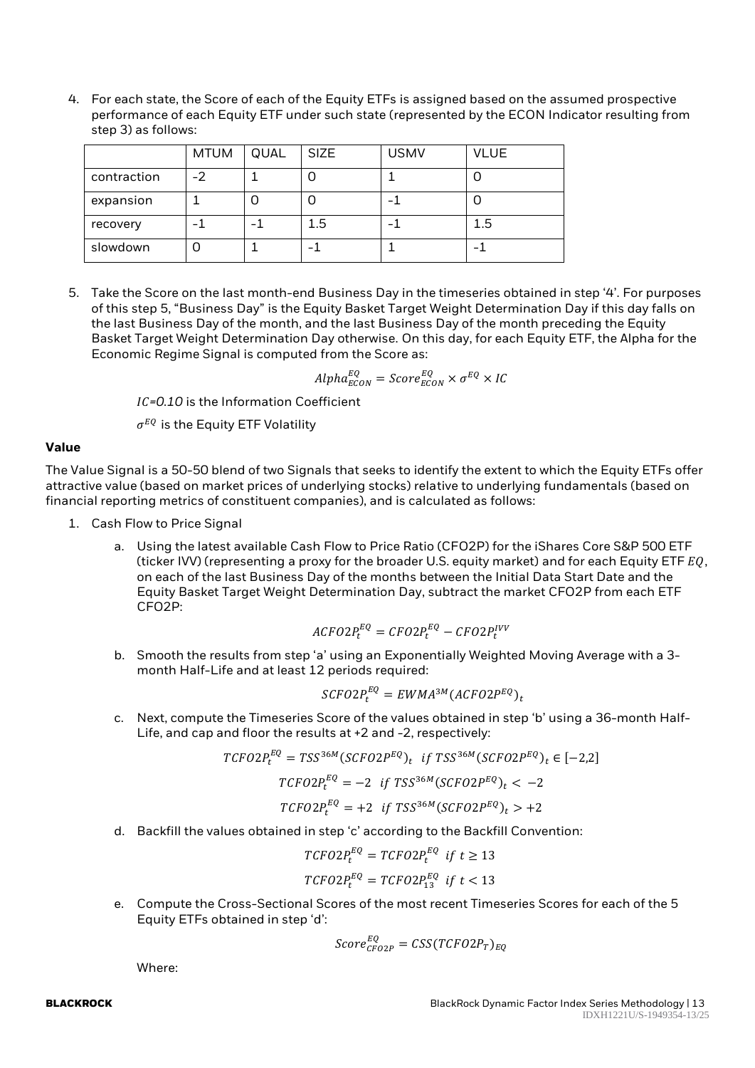4. For each state, the Score of each of the Equity ETFs is assigned based on the assumed prospective performance of each Equity ETF under such state (represented by the ECON Indicator resulting from step 3) as follows:

| | MTUM | QUAL | SIZE | USMV | VLUE |
|---|---|---|---|---|---|
| contraction | -2 | 1 | 0 | 1 | 0 |
| expansion | 1 | 0 | 0 | -1 | 0 |
| recovery | -1 | -1 | 1.5 | -1 | 1.5 |
| slowdown | 0 | 1 | -1 | 1 | -1 |

5. Take the Score on the last month-end Business Day in the timeseries obtained in step '4'. For purposes of this step 5, "Business Day" is the Equity Basket Target Weight Determination Day if this day falls on the last Business Day of the month, and the last Business Day of the month preceding the Equity Basket Target Weight Determination Day otherwise. On this day, for each Equity ETF, the Alpha for the Economic Regime Signal is computed from the Score as:

$$Alpha_{ECON}^{EQ} = Score_{ECON}^{EQ} \times \sigma^{EQ} \times IC$$

$IC$*=0.10* is the Information Coefficient

$\sigma^{EQ}$ is the Equity ETF Volatility

**Value**

The Value Signal is a 50-50 blend of two Signals that seeks to identify the extent to which the Equity ETFs offer attractive value (based on market prices of underlying stocks) relative to underlying fundamentals (based on financial reporting metrics of constituent companies), and is calculated as follows:

1. Cash Flow to Price Signal

   a. Using the latest available Cash Flow to Price Ratio (CFO2P) for the iShares Core S&P 500 ETF (ticker IVV) (representing a proxy for the broader U.S. equity market) and for each Equity ETF $EQ$, on each of the last Business Day of the months between the Initial Data Start Date and the Equity Basket Target Weight Determination Day, subtract the market CFO2P from each ETF CFO2P:

   $$ACFO2P_t^{EQ} = CFO2P_t^{EQ} - CFO2P_t^{IVV}$$

   b. Smooth the results from step 'a' using an Exponentially Weighted Moving Average with a 3-month Half-Life and at least 12 periods required:

   $$SCFO2P_t^{EQ} = EWMA^{3M}(ACFO2P^{EQ})_t$$

   c. Next, compute the Timeseries Score of the values obtained in step 'b' using a 36-month Half-Life, and cap and floor the results at +2 and -2, respectively:

   $$TCFO2P_t^{EQ} = TSS^{36M}(SCFO2P^{EQ})_t \quad if\ TSS^{36M}(SCFO2P^{EQ})_t \in [-2,2]$$

   $$TCFO2P_t^{EQ} = -2 \quad if\ TSS^{36M}(SCFO2P^{EQ})_t < -2$$

   $$TCFO2P_t^{EQ} = +2 \quad if\ TSS^{36M}(SCFO2P^{EQ})_t > +2$$

   d. Backfill the values obtained in step 'c' according to the Backfill Convention:

   $$TCFO2P_t^{EQ} = TCFO2P_t^{EQ} \quad if\ t \geq 13$$

   $$TCFO2P_t^{EQ} = TCFO2P_{13}^{EQ} \quad if\ t < 13$$

   e. Compute the Cross-Sectional Scores of the most recent Timeseries Scores for each of the 5 Equity ETFs obtained in step 'd':

   $$Score_{CFO2P}^{EQ} = CSS(TCFO2P_T)_{EQ}$$

   Where: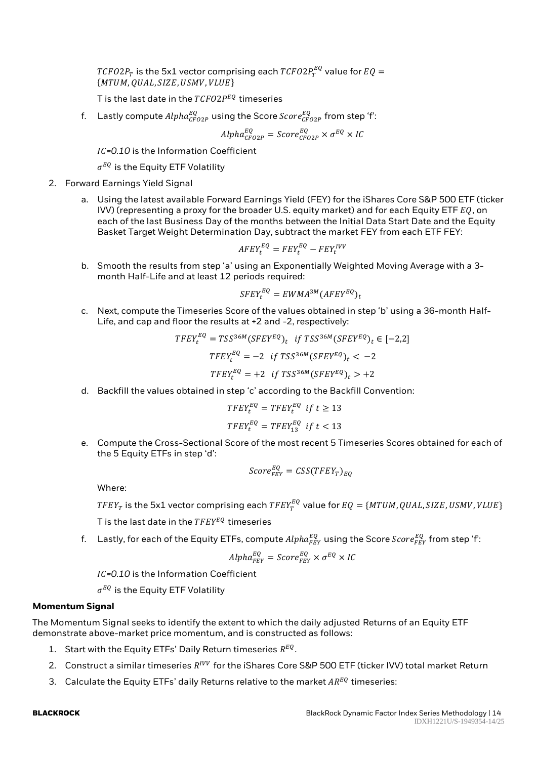$TCFO2P_T$ is the 5x1 vector comprising each $TCFO2P_T^{EQ}$ value for $EQ = \{MTUM, QUAL, SIZE, USMV, VLUE\}$

T is the last date in the $TCFO2P^{EQ}$ timeseries

f. Lastly compute $Alpha_{CFO2P}^{EQ}$ using the Score $Score_{CFO2P}^{EQ}$ from step 'f':

$$Alpha_{CFO2P}^{EQ} = Score_{CFO2P}^{EQ} \times \sigma^{EQ} \times IC$$

$IC$=0.10 is the Information Coefficient

$\sigma^{EQ}$ is the Equity ETF Volatility

2. Forward Earnings Yield Signal

a. Using the latest available Forward Earnings Yield (FEY) for the iShares Core S&P 500 ETF (ticker IVV) (representing a proxy for the broader U.S. equity market) and for each Equity ETF $EQ$, on each of the last Business Day of the months between the Initial Data Start Date and the Equity Basket Target Weight Determination Day, subtract the market FEY from each ETF FEY:

$$AFEY_t^{EQ} = FEY_t^{EQ} - FEY_t^{IVV}$$

b. Smooth the results from step 'a' using an Exponentially Weighted Moving Average with a 3-month Half-Life and at least 12 periods required:

$$SFEY_t^{EQ} = EWMA^{3M}(AFEY^{EQ})_t$$

c. Next, compute the Timeseries Score of the values obtained in step 'b' using a 36-month Half-Life, and cap and floor the results at +2 and -2, respectively:

$$TFEY_t^{EQ} = TSS^{36M}(SFEY^{EQ})_t \quad if\ TSS^{36M}(SFEY^{EQ})_t \in [-2,2]$$

$$TFEY_t^{EQ} = -2 \quad if\ TSS^{36M}(SFEY^{EQ})_t < -2$$

$$TFEY_t^{EQ} = +2 \quad if\ TSS^{36M}(SFEY^{EQ})_t > +2$$

d. Backfill the values obtained in step 'c' according to the Backfill Convention:

$$TFEY_t^{EQ} = TFEY_t^{EQ} \quad if\ t \geq 13$$

$$TFEY_t^{EQ} = TFEY_{13}^{EQ} \quad if\ t < 13$$

e. Compute the Cross-Sectional Score of the most recent 5 Timeseries Scores obtained for each of the 5 Equity ETFs in step 'd':

$$Score_{FEY}^{EQ} = CSS(TFEY_T)_{EQ}$$

Where:

$TFEY_T$ is the 5x1 vector comprising each $TFEY_T^{EQ}$ value for $EQ = \{MTUM, QUAL, SIZE, USMV, VLUE\}$

T is the last date in the $TFEY^{EQ}$ timeseries

f. Lastly, for each of the Equity ETFs, compute $Alpha_{FEY}^{EQ}$ using the Score $Score_{FEY}^{EQ}$ from step 'f':

$$Alpha_{FEY}^{EQ} = Score_{FEY}^{EQ} \times \sigma^{EQ} \times IC$$

$IC$=0.10 is the Information Coefficient

$\sigma^{EQ}$ is the Equity ETF Volatility

**Momentum Signal**

The Momentum Signal seeks to identify the extent to which the daily adjusted Returns of an Equity ETF demonstrate above-market price momentum, and is constructed as follows:

1. Start with the Equity ETFs' Daily Return timeseries $R^{EQ}$.
2. Construct a similar timeseries $R^{IVV}$ for the iShares Core S&P 500 ETF (ticker IVV) total market Return
3. Calculate the Equity ETFs' daily Returns relative to the market $AR^{EQ}$ timeseries: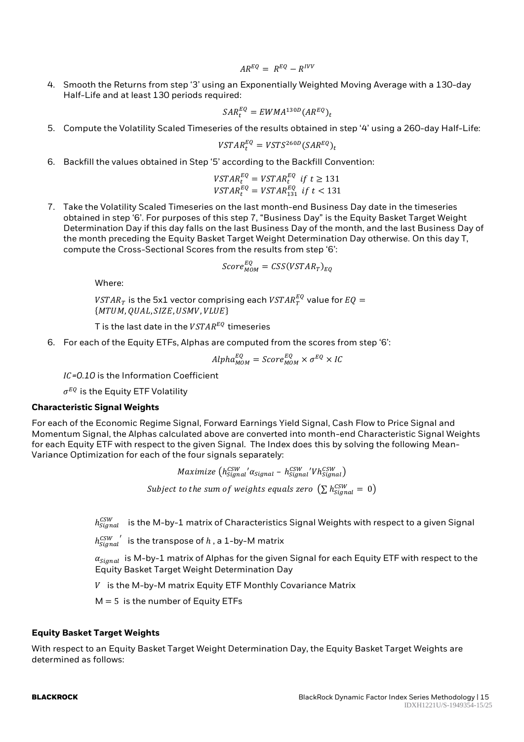$$AR^{EQ} = R^{EQ} - R^{IVV}$$

4. Smooth the Returns from step '3' using an Exponentially Weighted Moving Average with a 130-day Half-Life and at least 130 periods required:

$$SAR_t^{EQ} = EWMA^{130D}(AR^{EQ})_t$$

5. Compute the Volatility Scaled Timeseries of the results obtained in step '4' using a 260-day Half-Life:

$$VSTAR_t^{EQ} = VSTS^{260D}(SAR^{EQ})_t$$

6. Backfill the values obtained in Step '5' according to the Backfill Convention:

$$VSTAR_t^{EQ} = VSTAR_t^{EQ} \; if \; t \geq 131$$
$$VSTAR_t^{EQ} = VSTAR_{131}^{EQ} \; if \; t < 131$$

7. Take the Volatility Scaled Timeseries on the last month-end Business Day date in the timeseries obtained in step '6'. For purposes of this step 7, "Business Day" is the Equity Basket Target Weight Determination Day if this day falls on the last Business Day of the month, and the last Business Day of the month preceding the Equity Basket Target Weight Determination Day otherwise. On this day T, compute the Cross-Sectional Scores from the results from step '6':

$$Score_{MOM}^{EQ} = CSS(VSTAR_T)_{EQ}$$

   Where:

   $VSTAR_T$ is the 5x1 vector comprising each $VSTAR_T^{EQ}$ value for $EQ = \{MTUM, QUAL, SIZE, USMV, VLUE\}$

   T is the last date in the $VSTAR^{EQ}$ timeseries

6. For each of the Equity ETFs, Alphas are computed from the scores from step '6':

$$Alpha_{MOM}^{EQ} = Score_{MOM}^{EQ} \times \sigma^{EQ} \times IC$$

   $IC$=*0.10* is the Information Coefficient

   $\sigma^{EQ}$ is the Equity ETF Volatility

**Characteristic Signal Weights**

For each of the Economic Regime Signal, Forward Earnings Yield Signal, Cash Flow to Price Signal and Momentum Signal, the Alphas calculated above are converted into month-end Characteristic Signal Weights for each Equity ETF with respect to the given Signal. The Index does this by solving the following Mean-Variance Optimization for each of the four signals separately:

$$Maximize \; \left(h_{Signal}^{CSW}{}'\alpha_{Signal} - h_{Signal}^{CSW}{}'Vh_{Signal}^{CSW}\right)$$

$$Subject \; to \; the \; sum \; of \; weights \; equals \; zero \; \left(\sum h_{Signal}^{CSW} = 0\right)$$

$h_{Signal}^{CSW}$ is the M-by-1 matrix of Characteristics Signal Weights with respect to a given Signal

$h_{Signal}^{CSW}{}'$ is the transpose of $h$, a 1-by-M matrix

$\alpha_{Signal}$ is M-by-1 matrix of Alphas for the given Signal for each Equity ETF with respect to the Equity Basket Target Weight Determination Day

$V$ is the M-by-M matrix Equity ETF Monthly Covariance Matrix

$M = 5$ is the number of Equity ETFs

**Equity Basket Target Weights**

With respect to an Equity Basket Target Weight Determination Day, the Equity Basket Target Weights are determined as follows: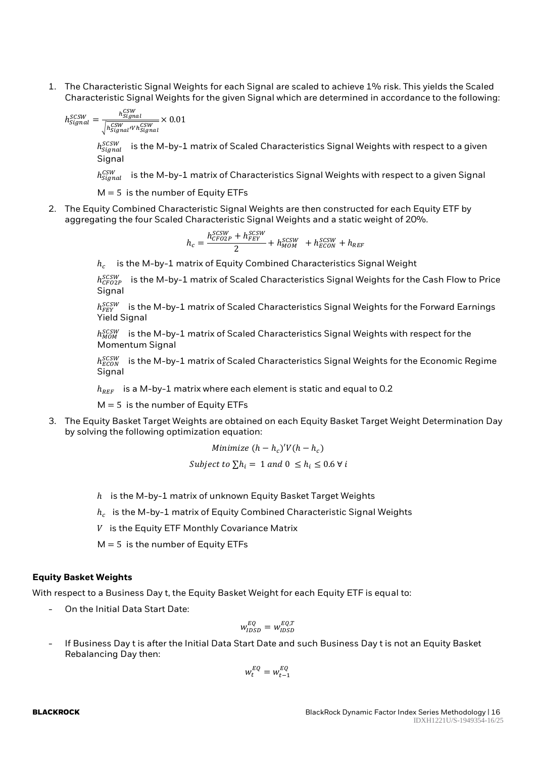1. The Characteristic Signal Weights for each Signal are scaled to achieve 1% risk. This yields the Scaled Characteristic Signal Weights for the given Signal which are determined in accordance to the following:

$$h_{Signal}^{SCSW} = \frac{h_{Signal}^{CSW}}{\sqrt{h_{Signal}^{CSW}{}' V h_{Signal}^{CSW}}} \times 0.01$$

   $h_{Signal}^{SCSW}$ is the M-by-1 matrix of Scaled Characteristics Signal Weights with respect to a given Signal

   $h_{Signal}^{CSW}$ is the M-by-1 matrix of Characteristics Signal Weights with respect to a given Signal

   M = 5 is the number of Equity ETFs

2. The Equity Combined Characteristic Signal Weights are then constructed for each Equity ETF by aggregating the four Scaled Characteristic Signal Weights and a static weight of 20%.

$$h_c = \frac{h_{CFO2P}^{SCSW} + h_{FEY}^{SCSW}}{2} + h_{MOM}^{SCSW} + h_{ECON}^{SCSW} + h_{REF}$$

   $h_c$ is the M-by-1 matrix of Equity Combined Characteristics Signal Weight

   $h_{CFO2P}^{SCSW}$ is the M-by-1 matrix of Scaled Characteristics Signal Weights for the Cash Flow to Price Signal

   $h_{FEY}^{SCSW}$ is the M-by-1 matrix of Scaled Characteristics Signal Weights for the Forward Earnings Yield Signal

   $h_{MOM}^{SCSW}$ is the M-by-1 matrix of Scaled Characteristics Signal Weights with respect for the Momentum Signal

   $h_{ECON}^{SCSW}$ is the M-by-1 matrix of Scaled Characteristics Signal Weights for the Economic Regime Signal

   $h_{REF}$ is a M-by-1 matrix where each element is static and equal to 0.2

   M = 5 is the number of Equity ETFs

3. The Equity Basket Target Weights are obtained on each Equity Basket Target Weight Determination Day by solving the following optimization equation:

$$Minimize\ (h - h_c)'V(h - h_c)$$

$$Subject\ to\ \sum h_i = 1\ and\ 0 \leq h_i \leq 0.6\ \forall\ i$$

   $h$ is the M-by-1 matrix of unknown Equity Basket Target Weights

   $h_c$ is the M-by-1 matrix of Equity Combined Characteristic Signal Weights

   $V$ is the Equity ETF Monthly Covariance Matrix

   M = 5 is the number of Equity ETFs

**Equity Basket Weights**

With respect to a Business Day t, the Equity Basket Weight for each Equity ETF is equal to:

- On the Initial Data Start Date:

$$w_{IDSD}^{EQ} = w_{IDSD}^{EQ,T}$$

- If Business Day t is after the Initial Data Start Date and such Business Day t is not an Equity Basket Rebalancing Day then:

$$w_t^{EQ} = w_{t-1}^{EQ}$$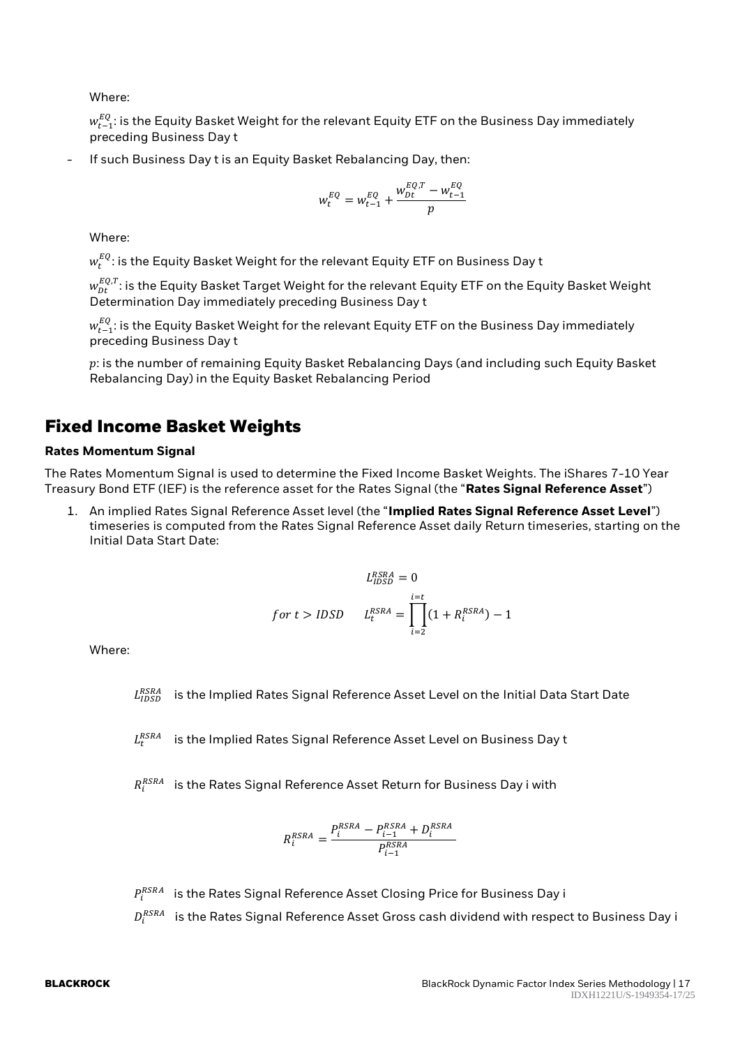Where:

$w_{t-1}^{EQ}$: is the Equity Basket Weight for the relevant Equity ETF on the Business Day immediately preceding Business Day t

- If such Business Day t is an Equity Basket Rebalancing Day, then:

$$w_t^{EQ} = w_{t-1}^{EQ} + \frac{w_{Dt}^{EQ,T} - w_{t-1}^{EQ}}{p}$$

Where:

$w_t^{EQ}$: is the Equity Basket Weight for the relevant Equity ETF on Business Day t

$w_{Dt}^{EQ,T}$: is the Equity Basket Target Weight for the relevant Equity ETF on the Equity Basket Weight Determination Day immediately preceding Business Day t

$w_{t-1}^{EQ}$: is the Equity Basket Weight for the relevant Equity ETF on the Business Day immediately preceding Business Day t

$p$: is the number of remaining Equity Basket Rebalancing Days (and including such Equity Basket Rebalancing Day) in the Equity Basket Rebalancing Period

## Fixed Income Basket Weights

### Rates Momentum Signal

The Rates Momentum Signal is used to determine the Fixed Income Basket Weights. The iShares 7-10 Year Treasury Bond ETF (IEF) is the reference asset for the Rates Signal (the "**Rates Signal Reference Asset**")

1. An implied Rates Signal Reference Asset level (the "**Implied Rates Signal Reference Asset Level**") timeseries is computed from the Rates Signal Reference Asset daily Return timeseries, starting on the Initial Data Start Date:

$$L_{IDSD}^{RSRA} = 0$$

$$for\ t > IDSD \qquad L_t^{RSRA} = \prod_{i=2}^{i=t}(1 + R_i^{RSRA}) - 1$$

Where:

$L_{IDSD}^{RSRA}$ is the Implied Rates Signal Reference Asset Level on the Initial Data Start Date

$L_t^{RSRA}$ is the Implied Rates Signal Reference Asset Level on Business Day t

$R_i^{RSRA}$ is the Rates Signal Reference Asset Return for Business Day i with

$$R_i^{RSRA} = \frac{P_i^{RSRA} - P_{i-1}^{RSRA} + D_i^{RSRA}}{P_{i-1}^{RSRA}}$$

$P_i^{RSRA}$ is the Rates Signal Reference Asset Closing Price for Business Day i

$D_i^{RSRA}$ is the Rates Signal Reference Asset Gross cash dividend with respect to Business Day i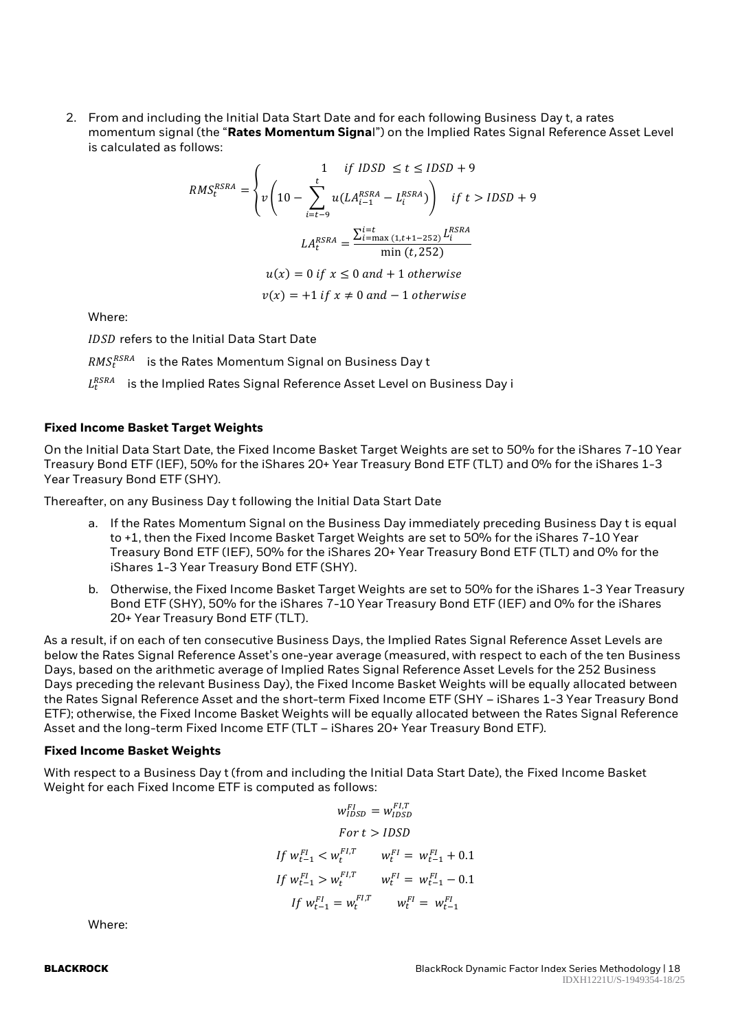2. From and including the Initial Data Start Date and for each following Business Day t, a rates momentum signal (the "**Rates Momentum Signa**l") on the Implied Rates Signal Reference Asset Level is calculated as follows:

$$RMS_t^{RSRA} = \begin{cases} 1 & if\ IDSD \leq t \leq IDSD + 9 \\ v\left(10 - \sum_{i=t-9}^{t} u(LA_{i-1}^{RSRA} - L_i^{RSRA})\right) & if\ t > IDSD + 9 \end{cases}$$

$$LA_t^{RSRA} = \frac{\sum_{i=\max(1, t+1-252)}^{i=t} L_i^{RSRA}}{\min(t, 252)}$$

$$u(x) = 0\ if\ x \leq 0\ and + 1\ otherwise$$

$$v(x) = +1\ if\ x \neq 0\ and - 1\ otherwise$$

Where:

$IDSD$ refers to the Initial Data Start Date

$RMS_t^{RSRA}$ is the Rates Momentum Signal on Business Day t

$L_t^{RSRA}$ is the Implied Rates Signal Reference Asset Level on Business Day i

**Fixed Income Basket Target Weights**

On the Initial Data Start Date, the Fixed Income Basket Target Weights are set to 50% for the iShares 7-10 Year Treasury Bond ETF (IEF), 50% for the iShares 20+ Year Treasury Bond ETF (TLT) and 0% for the iShares 1-3 Year Treasury Bond ETF (SHY).

Thereafter, on any Business Day t following the Initial Data Start Date

a. If the Rates Momentum Signal on the Business Day immediately preceding Business Day t is equal to +1, then the Fixed Income Basket Target Weights are set to 50% for the iShares 7-10 Year Treasury Bond ETF (IEF), 50% for the iShares 20+ Year Treasury Bond ETF (TLT) and 0% for the iShares 1-3 Year Treasury Bond ETF (SHY).

b. Otherwise, the Fixed Income Basket Target Weights are set to 50% for the iShares 1-3 Year Treasury Bond ETF (SHY), 50% for the iShares 7-10 Year Treasury Bond ETF (IEF) and 0% for the iShares 20+ Year Treasury Bond ETF (TLT).

As a result, if on each of ten consecutive Business Days, the Implied Rates Signal Reference Asset Levels are below the Rates Signal Reference Asset's one-year average (measured, with respect to each of the ten Business Days, based on the arithmetic average of Implied Rates Signal Reference Asset Levels for the 252 Business Days preceding the relevant Business Day), the Fixed Income Basket Weights will be equally allocated between the Rates Signal Reference Asset and the short-term Fixed Income ETF (SHY – iShares 1-3 Year Treasury Bond ETF); otherwise, the Fixed Income Basket Weights will be equally allocated between the Rates Signal Reference Asset and the long-term Fixed Income ETF (TLT – iShares 20+ Year Treasury Bond ETF).

**Fixed Income Basket Weights**

With respect to a Business Day t (from and including the Initial Data Start Date), the Fixed Income Basket Weight for each Fixed Income ETF is computed as follows:

$$w_{IDSD}^{FI} = w_{IDSD}^{FI,T}$$

$$For\ t > IDSD$$

$$If\ w_{t-1}^{FI} < w_t^{FI,T} \qquad w_t^{FI} = w_{t-1}^{FI} + 0.1$$

$$If\ w_{t-1}^{FI} > w_t^{FI,T} \qquad w_t^{FI} = w_{t-1}^{FI} - 0.1$$

$$If\ w_{t-1}^{FI} = w_t^{FI,T} \qquad w_t^{FI} = w_{t-1}^{FI}$$

Where: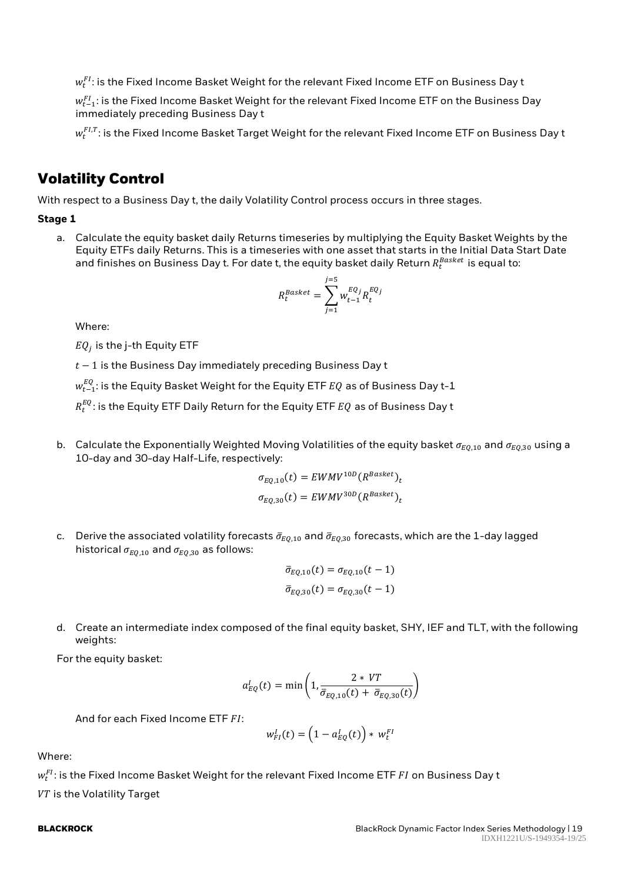$w_t^{FI}$: is the Fixed Income Basket Weight for the relevant Fixed Income ETF on Business Day t

$w_{t-1}^{FI}$: is the Fixed Income Basket Weight for the relevant Fixed Income ETF on the Business Day immediately preceding Business Day t

$w_t^{FI,T}$: is the Fixed Income Basket Target Weight for the relevant Fixed Income ETF on Business Day t

## Volatility Control

With respect to a Business Day t, the daily Volatility Control process occurs in three stages.

**Stage 1**

a. Calculate the equity basket daily Returns timeseries by multiplying the Equity Basket Weights by the Equity ETFs daily Returns. This is a timeseries with one asset that starts in the Initial Data Start Date and finishes on Business Day t. For date t, the equity basket daily Return $R_t^{Basket}$ is equal to:

$$R_t^{Basket} = \sum_{j=1}^{j=5} w_{t-1}^{EQ_j} R_t^{EQ_j}$$

Where:

$EQ_j$ is the j-th Equity ETF

$t-1$ is the Business Day immediately preceding Business Day t

$w_{t-1}^{EQ}$: is the Equity Basket Weight for the Equity ETF $EQ$ as of Business Day t-1

$R_t^{EQ}$: is the Equity ETF Daily Return for the Equity ETF $EQ$ as of Business Day t

b. Calculate the Exponentially Weighted Moving Volatilities of the equity basket $\sigma_{EQ,10}$ and $\sigma_{EQ,30}$ using a 10-day and 30-day Half-Life, respectively:

$$\sigma_{EQ,10}(t) = EWMV^{10D}(R^{Basket})_t$$

$$\sigma_{EQ,30}(t) = EWMV^{30D}(R^{Basket})_t$$

c. Derive the associated volatility forecasts $\bar{\sigma}_{EQ,10}$ and $\bar{\sigma}_{EQ,30}$ forecasts, which are the 1-day lagged historical $\sigma_{EQ,10}$ and $\sigma_{EQ,30}$ as follows:

$$\bar{\sigma}_{EQ,10}(t) = \sigma_{EQ,10}(t-1)$$

$$\bar{\sigma}_{EQ,30}(t) = \sigma_{EQ,30}(t-1)$$

d. Create an intermediate index composed of the final equity basket, SHY, IEF and TLT, with the following weights:

For the equity basket:

$$a_{EQ}^{I}(t) = \min\left(1, \frac{2 * VT}{\bar{\sigma}_{EQ,10}(t) + \bar{\sigma}_{EQ,30}(t)}\right)$$

And for each Fixed Income ETF $FI$:

$$w_{FI}^{I}(t) = \left(1 - a_{EQ}^{I}(t)\right) * w_t^{FI}$$

Where:

$w_t^{FI}$: is the Fixed Income Basket Weight for the relevant Fixed Income ETF $FI$ on Business Day t

$VT$ is the Volatility Target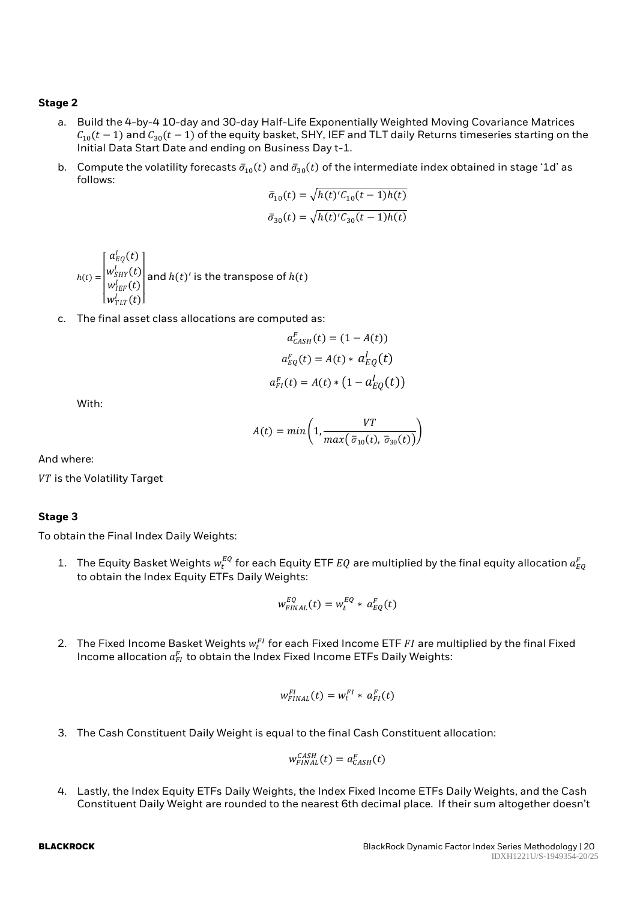**Stage 2**

a. Build the 4-by-4 10-day and 30-day Half-Life Exponentially Weighted Moving Covariance Matrices $C_{10}(t-1)$ and $C_{30}(t-1)$ of the equity basket, SHY, IEF and TLT daily Returns timeseries starting on the Initial Data Start Date and ending on Business Day t-1.

b. Compute the volatility forecasts $\bar{\sigma}_{10}(t)$ and $\bar{\sigma}_{30}(t)$ of the intermediate index obtained in stage '1d' as follows:

$$\bar{\sigma}_{10}(t) = \sqrt{h(t)'C_{10}(t-1)h(t)}$$

$$\bar{\sigma}_{30}(t) = \sqrt{h(t)'C_{30}(t-1)h(t)}$$

$h(t) = \begin{bmatrix} a^I_{EQ}(t) \\ w^I_{SHY}(t) \\ w^I_{IEF}(t) \\ w^I_{TLT}(t) \end{bmatrix}$ and $h(t)'$ is the transpose of $h(t)$

c. The final asset class allocations are computed as:

$$a^F_{CASH}(t) = (1 - A(t))$$

$$a^F_{EQ}(t) = A(t) * a^I_{EQ}(t)$$

$$a^F_{FI}(t) = A(t) * (1 - a^I_{EQ}(t))$$

With:

$$A(t) = min\left(1, \frac{VT}{max(\bar{\sigma}_{10}(t), \bar{\sigma}_{30}(t))}\right)$$

And where:

$VT$ is the Volatility Target

**Stage 3**

To obtain the Final Index Daily Weights:

1. The Equity Basket Weights $w^{EQ}_t$ for each Equity ETF $EQ$ are multiplied by the final equity allocation $a^F_{EQ}$ to obtain the Index Equity ETFs Daily Weights:

$$w^{EQ}_{FINAL}(t) = w^{EQ}_t * a^F_{EQ}(t)$$

2. The Fixed Income Basket Weights $w^{FI}_t$ for each Fixed Income ETF $FI$ are multiplied by the final Fixed Income allocation $a^F_{FI}$ to obtain the Index Fixed Income ETFs Daily Weights:

$$w^{FI}_{FINAL}(t) = w^{FI}_t * a^F_{FI}(t)$$

3. The Cash Constituent Daily Weight is equal to the final Cash Constituent allocation:

$$w^{CASH}_{FINAL}(t) = a^F_{CASH}(t)$$

4. Lastly, the Index Equity ETFs Daily Weights, the Index Fixed Income ETFs Daily Weights, and the Cash Constituent Daily Weight are rounded to the nearest 6th decimal place. If their sum altogether doesn't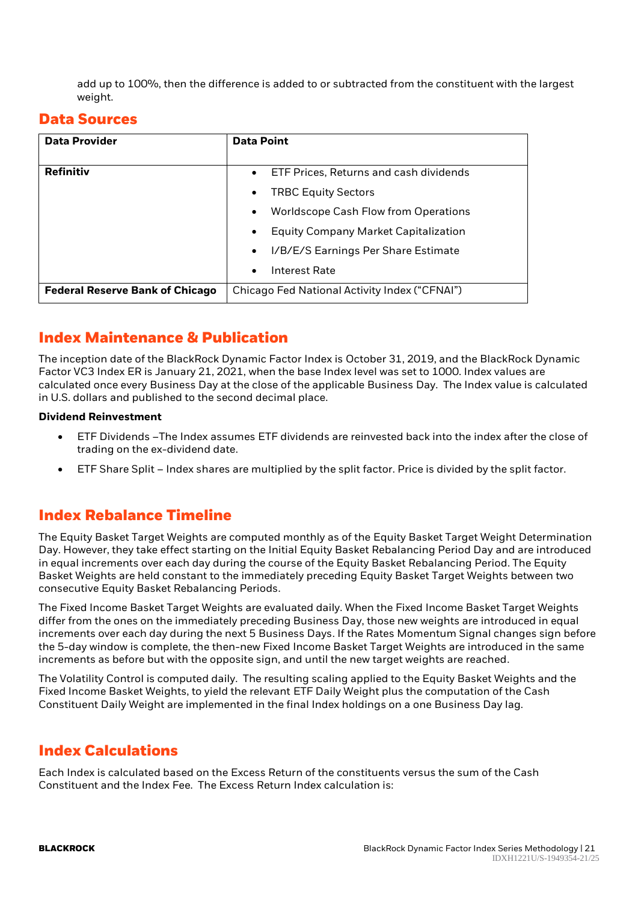add up to 100%, then the difference is added to or subtracted from the constituent with the largest weight.

## Data Sources

| Data Provider | Data Point |
| --- | --- |
| **Refinitiv** | • ETF Prices, Returns and cash dividends<br>• TRBC Equity Sectors<br>• Worldscope Cash Flow from Operations<br>• Equity Company Market Capitalization<br>• I/B/E/S Earnings Per Share Estimate<br>• Interest Rate |
| **Federal Reserve Bank of Chicago** | Chicago Fed National Activity Index ("CFNAI") |

## Index Maintenance & Publication

The inception date of the BlackRock Dynamic Factor Index is October 31, 2019, and the BlackRock Dynamic Factor VC3 Index ER is January 21, 2021, when the base Index level was set to 1000. Index values are calculated once every Business Day at the close of the applicable Business Day. The Index value is calculated in U.S. dollars and published to the second decimal place.

**Dividend Reinvestment**

- ETF Dividends –The Index assumes ETF dividends are reinvested back into the index after the close of trading on the ex-dividend date.
- ETF Share Split – Index shares are multiplied by the split factor. Price is divided by the split factor.

## Index Rebalance Timeline

The Equity Basket Target Weights are computed monthly as of the Equity Basket Target Weight Determination Day. However, they take effect starting on the Initial Equity Basket Rebalancing Period Day and are introduced in equal increments over each day during the course of the Equity Basket Rebalancing Period. The Equity Basket Weights are held constant to the immediately preceding Equity Basket Target Weights between two consecutive Equity Basket Rebalancing Periods.

The Fixed Income Basket Target Weights are evaluated daily. When the Fixed Income Basket Target Weights differ from the ones on the immediately preceding Business Day, those new weights are introduced in equal increments over each day during the next 5 Business Days. If the Rates Momentum Signal changes sign before the 5-day window is complete, the then-new Fixed Income Basket Target Weights are introduced in the same increments as before but with the opposite sign, and until the new target weights are reached.

The Volatility Control is computed daily. The resulting scaling applied to the Equity Basket Weights and the Fixed Income Basket Weights, to yield the relevant ETF Daily Weight plus the computation of the Cash Constituent Daily Weight are implemented in the final Index holdings on a one Business Day lag.

## Index Calculations

Each Index is calculated based on the Excess Return of the constituents versus the sum of the Cash Constituent and the Index Fee. The Excess Return Index calculation is: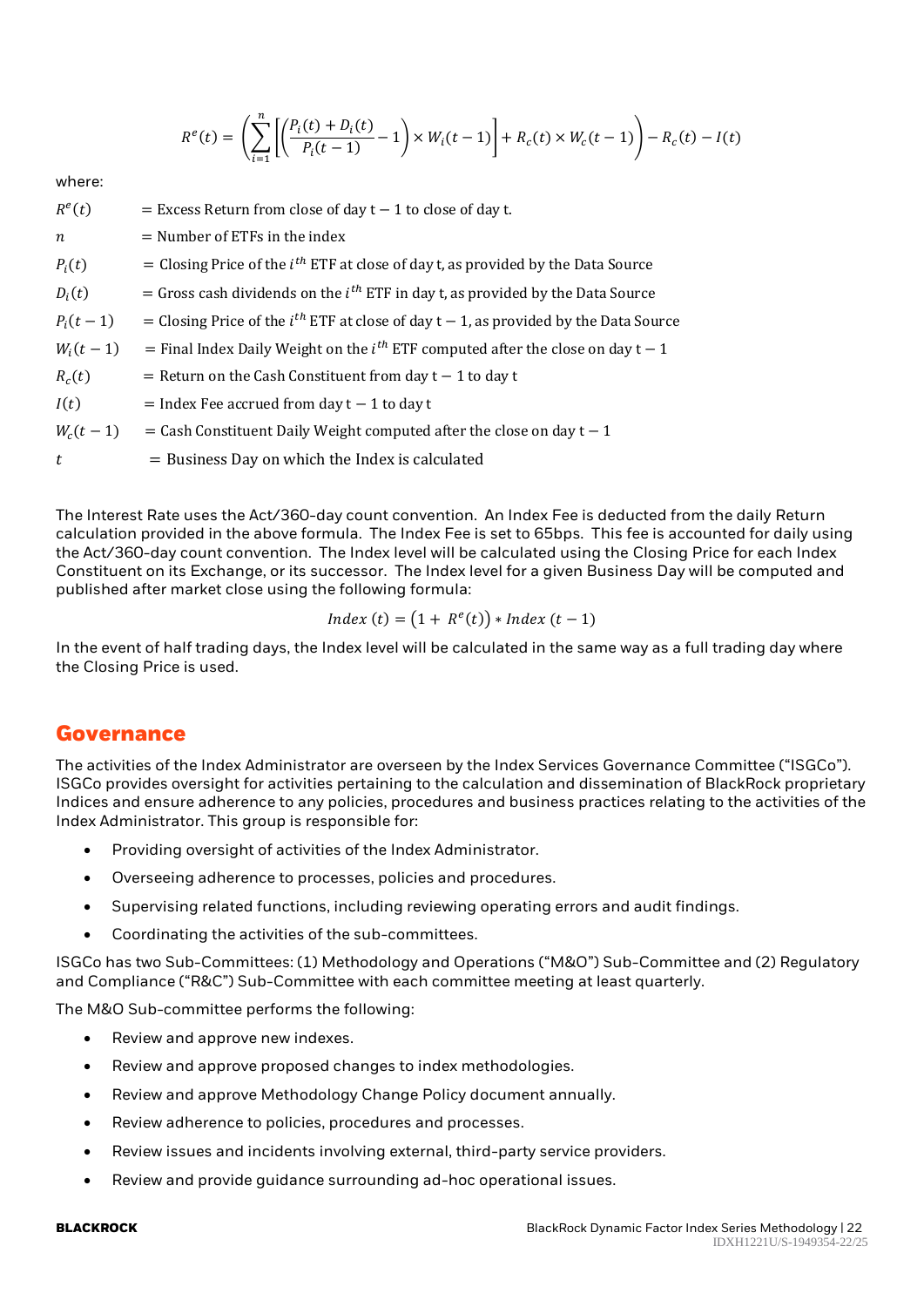$$R^e(t) = \left(\sum_{i=1}^{n}\left[\left(\frac{P_i(t) + D_i(t)}{P_i(t-1)} - 1\right) \times W_i(t-1)\right] + R_c(t) \times W_c(t-1)\right) - R_c(t) - I(t)$$

where:

| | |
|---|---|
| $R^e(t)$ | = Excess Return from close of day t − 1 to close of day t. |
| $n$ | = Number of ETFs in the index |
| $P_i(t)$ | = Closing Price of the $i^{th}$ ETF at close of day t, as provided by the Data Source |
| $D_i(t)$ | = Gross cash dividends on the $i^{th}$ ETF in day t, as provided by the Data Source |
| $P_i(t-1)$ | = Closing Price of the $i^{th}$ ETF at close of day t − 1, as provided by the Data Source |
| $W_i(t-1)$ | = Final Index Daily Weight on the $i^{th}$ ETF computed after the close on day t − 1 |
| $R_c(t)$ | = Return on the Cash Constituent from day t − 1 to day t |
| $I(t)$ | = Index Fee accrued from day t − 1 to day t |
| $W_c(t-1)$ | = Cash Constituent Daily Weight computed after the close on day t − 1 |
| $t$ | = Business Day on which the Index is calculated |

The Interest Rate uses the Act/360-day count convention. An Index Fee is deducted from the daily Return calculation provided in the above formula. The Index Fee is set to 65bps. This fee is accounted for daily using the Act/360-day count convention. The Index level will be calculated using the Closing Price for each Index Constituent on its Exchange, or its successor. The Index level for a given Business Day will be computed and published after market close using the following formula:

$$Index\ (t) = \left(1 + R^e(t)\right) * Index\ (t-1)$$

In the event of half trading days, the Index level will be calculated in the same way as a full trading day where the Closing Price is used.

## Governance

The activities of the Index Administrator are overseen by the Index Services Governance Committee ("ISGCo"). ISGCo provides oversight for activities pertaining to the calculation and dissemination of BlackRock proprietary Indices and ensure adherence to any policies, procedures and business practices relating to the activities of the Index Administrator. This group is responsible for:

- Providing oversight of activities of the Index Administrator.
- Overseeing adherence to processes, policies and procedures.
- Supervising related functions, including reviewing operating errors and audit findings.
- Coordinating the activities of the sub-committees.

ISGCo has two Sub-Committees: (1) Methodology and Operations ("M&O") Sub-Committee and (2) Regulatory and Compliance ("R&C") Sub-Committee with each committee meeting at least quarterly.

The M&O Sub-committee performs the following:

- Review and approve new indexes.
- Review and approve proposed changes to index methodologies.
- Review and approve Methodology Change Policy document annually.
- Review adherence to policies, procedures and processes.
- Review issues and incidents involving external, third-party service providers.
- Review and provide guidance surrounding ad-hoc operational issues.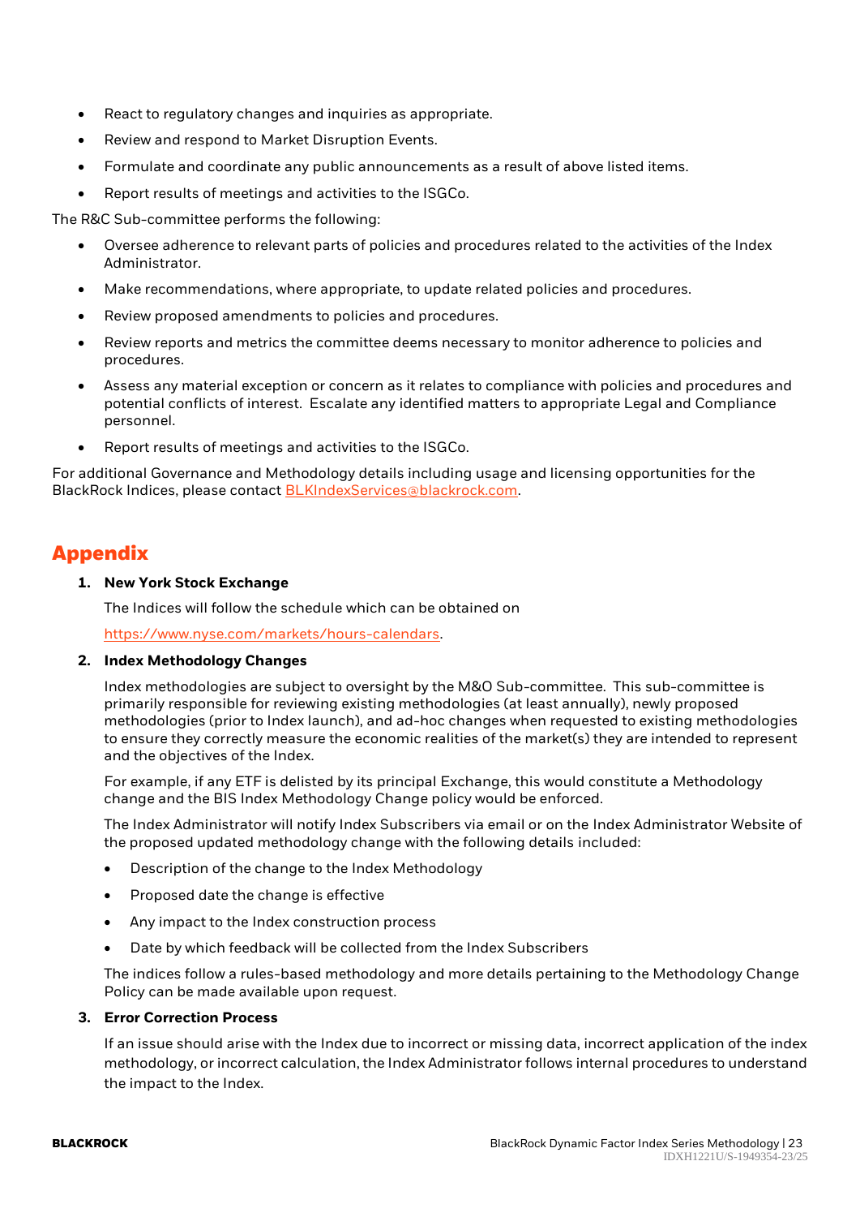- React to regulatory changes and inquiries as appropriate.
- Review and respond to Market Disruption Events.
- Formulate and coordinate any public announcements as a result of above listed items.
- Report results of meetings and activities to the ISGCo.

The R&C Sub-committee performs the following:

- Oversee adherence to relevant parts of policies and procedures related to the activities of the Index Administrator.
- Make recommendations, where appropriate, to update related policies and procedures.
- Review proposed amendments to policies and procedures.
- Review reports and metrics the committee deems necessary to monitor adherence to policies and procedures.
- Assess any material exception or concern as it relates to compliance with policies and procedures and potential conflicts of interest. Escalate any identified matters to appropriate Legal and Compliance personnel.
- Report results of meetings and activities to the ISGCo.

For additional Governance and Methodology details including usage and licensing opportunities for the BlackRock Indices, please contact BLKIndexServices@blackrock.com.

# Appendix

1. **New York Stock Exchange**

   The Indices will follow the schedule which can be obtained on

   https://www.nyse.com/markets/hours-calendars.

2. **Index Methodology Changes**

   Index methodologies are subject to oversight by the M&O Sub-committee. This sub-committee is primarily responsible for reviewing existing methodologies (at least annually), newly proposed methodologies (prior to Index launch), and ad-hoc changes when requested to existing methodologies to ensure they correctly measure the economic realities of the market(s) they are intended to represent and the objectives of the Index.

   For example, if any ETF is delisted by its principal Exchange, this would constitute a Methodology change and the BIS Index Methodology Change policy would be enforced.

   The Index Administrator will notify Index Subscribers via email or on the Index Administrator Website of the proposed updated methodology change with the following details included:

   - Description of the change to the Index Methodology
   - Proposed date the change is effective
   - Any impact to the Index construction process
   - Date by which feedback will be collected from the Index Subscribers

   The indices follow a rules-based methodology and more details pertaining to the Methodology Change Policy can be made available upon request.

3. **Error Correction Process**

   If an issue should arise with the Index due to incorrect or missing data, incorrect application of the index methodology, or incorrect calculation, the Index Administrator follows internal procedures to understand the impact to the Index.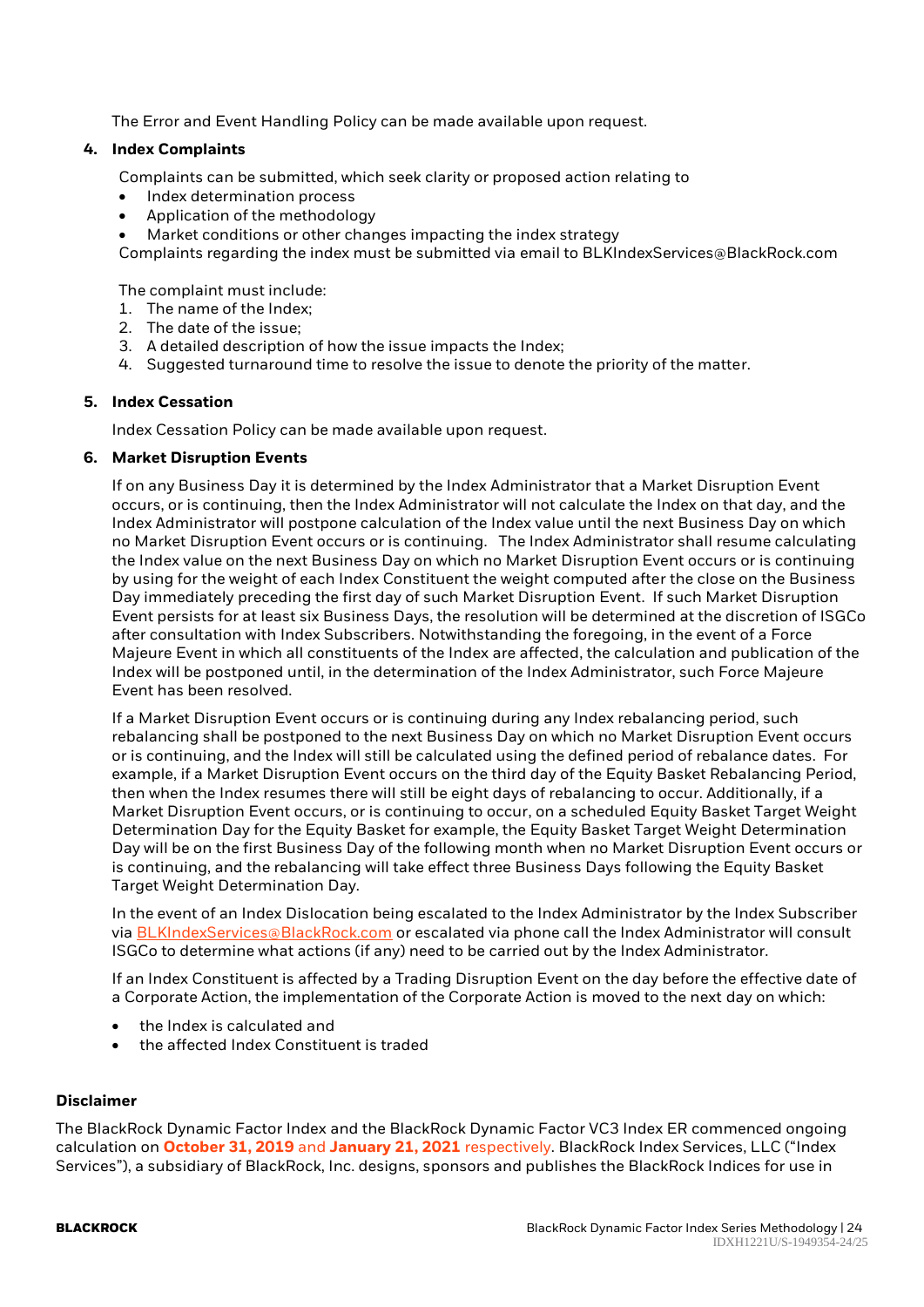The Error and Event Handling Policy can be made available upon request.

**4. Index Complaints**

Complaints can be submitted, which seek clarity or proposed action relating to

- Index determination process
- Application of the methodology
- Market conditions or other changes impacting the index strategy

Complaints regarding the index must be submitted via email to BLKIndexServices@BlackRock.com

The complaint must include:

1. The name of the Index;
2. The date of the issue;
3. A detailed description of how the issue impacts the Index;
4. Suggested turnaround time to resolve the issue to denote the priority of the matter.

**5. Index Cessation**

Index Cessation Policy can be made available upon request.

**6. Market Disruption Events**

If on any Business Day it is determined by the Index Administrator that a Market Disruption Event occurs, or is continuing, then the Index Administrator will not calculate the Index on that day, and the Index Administrator will postpone calculation of the Index value until the next Business Day on which no Market Disruption Event occurs or is continuing. The Index Administrator shall resume calculating the Index value on the next Business Day on which no Market Disruption Event occurs or is continuing by using for the weight of each Index Constituent the weight computed after the close on the Business Day immediately preceding the first day of such Market Disruption Event. If such Market Disruption Event persists for at least six Business Days, the resolution will be determined at the discretion of ISGCo after consultation with Index Subscribers. Notwithstanding the foregoing, in the event of a Force Majeure Event in which all constituents of the Index are affected, the calculation and publication of the Index will be postponed until, in the determination of the Index Administrator, such Force Majeure Event has been resolved.

If a Market Disruption Event occurs or is continuing during any Index rebalancing period, such rebalancing shall be postponed to the next Business Day on which no Market Disruption Event occurs or is continuing, and the Index will still be calculated using the defined period of rebalance dates. For example, if a Market Disruption Event occurs on the third day of the Equity Basket Rebalancing Period, then when the Index resumes there will still be eight days of rebalancing to occur. Additionally, if a Market Disruption Event occurs, or is continuing to occur, on a scheduled Equity Basket Target Weight Determination Day for the Equity Basket for example, the Equity Basket Target Weight Determination Day will be on the first Business Day of the following month when no Market Disruption Event occurs or is continuing, and the rebalancing will take effect three Business Days following the Equity Basket Target Weight Determination Day.

In the event of an Index Dislocation being escalated to the Index Administrator by the Index Subscriber via BLKIndexServices@BlackRock.com or escalated via phone call the Index Administrator will consult ISGCo to determine what actions (if any) need to be carried out by the Index Administrator.

If an Index Constituent is affected by a Trading Disruption Event on the day before the effective date of a Corporate Action, the implementation of the Corporate Action is moved to the next day on which:

- the Index is calculated and
- the affected Index Constituent is traded

**Disclaimer**

The BlackRock Dynamic Factor Index and the BlackRock Dynamic Factor VC3 Index ER commenced ongoing calculation on **October 31, 2019** and **January 21, 2021** respectively. BlackRock Index Services, LLC ("Index Services"), a subsidiary of BlackRock, Inc. designs, sponsors and publishes the BlackRock Indices for use in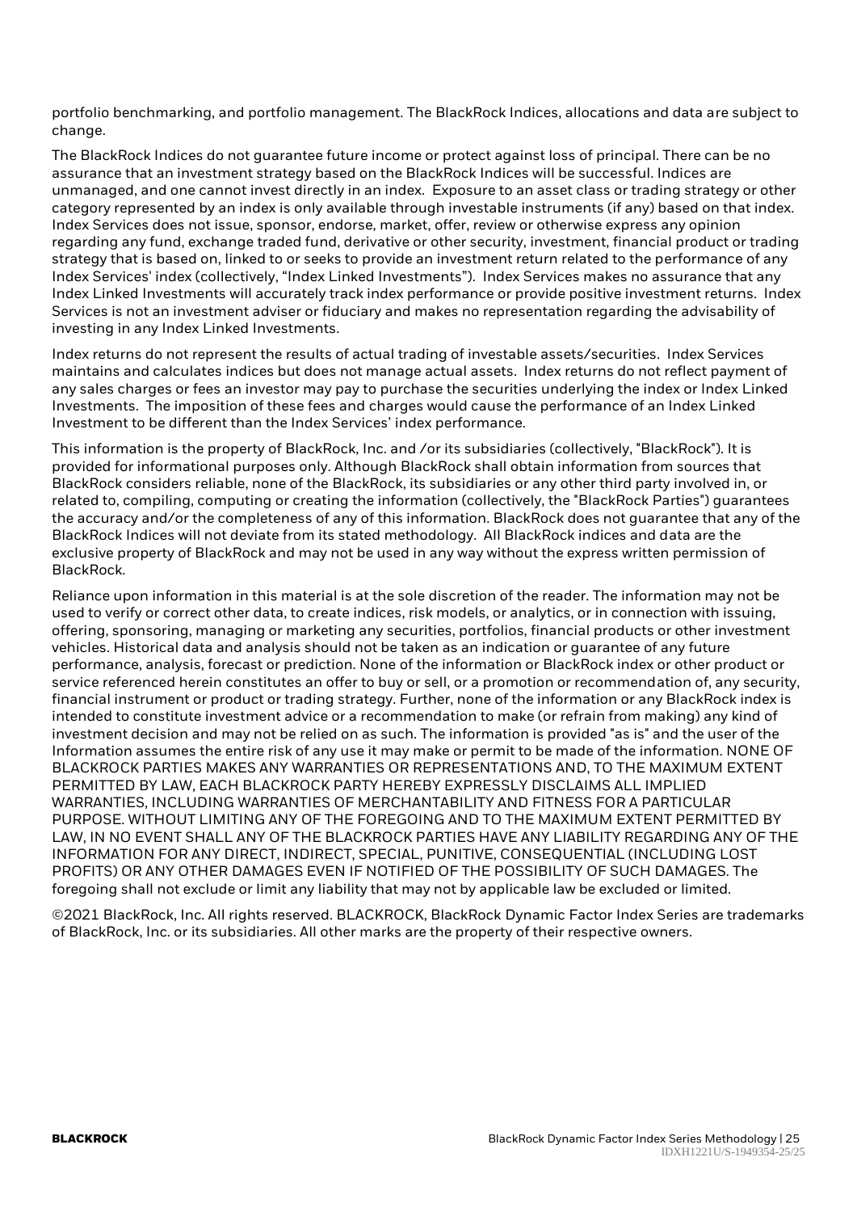portfolio benchmarking, and portfolio management. The BlackRock Indices, allocations and data are subject to change.

The BlackRock Indices do not guarantee future income or protect against loss of principal. There can be no assurance that an investment strategy based on the BlackRock Indices will be successful. Indices are unmanaged, and one cannot invest directly in an index. Exposure to an asset class or trading strategy or other category represented by an index is only available through investable instruments (if any) based on that index. Index Services does not issue, sponsor, endorse, market, offer, review or otherwise express any opinion regarding any fund, exchange traded fund, derivative or other security, investment, financial product or trading strategy that is based on, linked to or seeks to provide an investment return related to the performance of any Index Services' index (collectively, "Index Linked Investments"). Index Services makes no assurance that any Index Linked Investments will accurately track index performance or provide positive investment returns. Index Services is not an investment adviser or fiduciary and makes no representation regarding the advisability of investing in any Index Linked Investments.

Index returns do not represent the results of actual trading of investable assets/securities. Index Services maintains and calculates indices but does not manage actual assets. Index returns do not reflect payment of any sales charges or fees an investor may pay to purchase the securities underlying the index or Index Linked Investments. The imposition of these fees and charges would cause the performance of an Index Linked Investment to be different than the Index Services' index performance.

This information is the property of BlackRock, Inc. and /or its subsidiaries (collectively, "BlackRock"). It is provided for informational purposes only. Although BlackRock shall obtain information from sources that BlackRock considers reliable, none of the BlackRock, its subsidiaries or any other third party involved in, or related to, compiling, computing or creating the information (collectively, the "BlackRock Parties") guarantees the accuracy and/or the completeness of any of this information. BlackRock does not guarantee that any of the BlackRock Indices will not deviate from its stated methodology. All BlackRock indices and data are the exclusive property of BlackRock and may not be used in any way without the express written permission of BlackRock.

Reliance upon information in this material is at the sole discretion of the reader. The information may not be used to verify or correct other data, to create indices, risk models, or analytics, or in connection with issuing, offering, sponsoring, managing or marketing any securities, portfolios, financial products or other investment vehicles. Historical data and analysis should not be taken as an indication or guarantee of any future performance, analysis, forecast or prediction. None of the information or BlackRock index or other product or service referenced herein constitutes an offer to buy or sell, or a promotion or recommendation of, any security, financial instrument or product or trading strategy. Further, none of the information or any BlackRock index is intended to constitute investment advice or a recommendation to make (or refrain from making) any kind of investment decision and may not be relied on as such. The information is provided "as is" and the user of the Information assumes the entire risk of any use it may make or permit to be made of the information. NONE OF BLACKROCK PARTIES MAKES ANY WARRANTIES OR REPRESENTATIONS AND, TO THE MAXIMUM EXTENT PERMITTED BY LAW, EACH BLACKROCK PARTY HEREBY EXPRESSLY DISCLAIMS ALL IMPLIED WARRANTIES, INCLUDING WARRANTIES OF MERCHANTABILITY AND FITNESS FOR A PARTICULAR PURPOSE. WITHOUT LIMITING ANY OF THE FOREGOING AND TO THE MAXIMUM EXTENT PERMITTED BY LAW, IN NO EVENT SHALL ANY OF THE BLACKROCK PARTIES HAVE ANY LIABILITY REGARDING ANY OF THE INFORMATION FOR ANY DIRECT, INDIRECT, SPECIAL, PUNITIVE, CONSEQUENTIAL (INCLUDING LOST PROFITS) OR ANY OTHER DAMAGES EVEN IF NOTIFIED OF THE POSSIBILITY OF SUCH DAMAGES. The foregoing shall not exclude or limit any liability that may not by applicable law be excluded or limited.

©2021 BlackRock, Inc. All rights reserved. BLACKROCK, BlackRock Dynamic Factor Index Series are trademarks of BlackRock, Inc. or its subsidiaries. All other marks are the property of their respective owners.